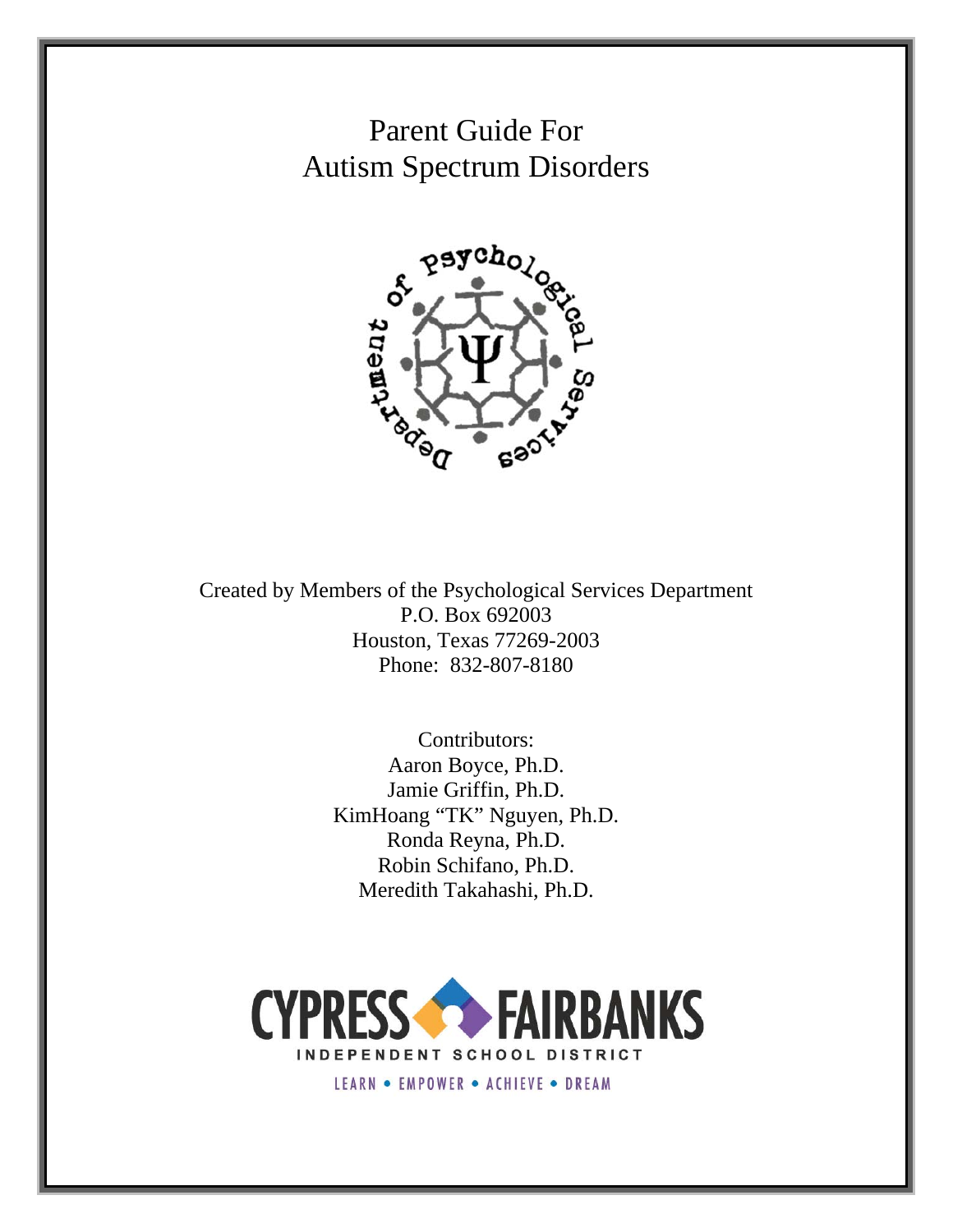# Parent Guide For Autism Spectrum Disorders

Created by Members of the Psychological Services Department
P.O. Box 692003
Houston, Texas 77269-2003
Phone: 832-807-8180

Contributors:
Aaron Boyce, Ph.D.
Jamie Griffin, Ph.D.
KimHoang "TK" Nguyen, Ph.D.
Ronda Reyna, Ph.D.
Robin Schifano, Ph.D.
Meredith Takahashi, Ph.D.

CYPRESS FAIRBANKS
INDEPENDENT SCHOOL DISTRICT
LEARN • EMPOWER • ACHIEVE • DREAM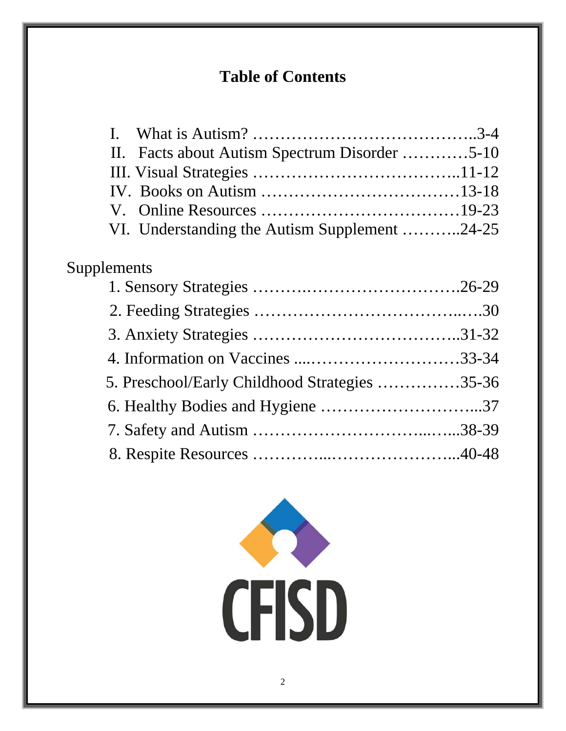# Table of Contents

I. What is Autism? …………………………………..3-4
II. Facts about Autism Spectrum Disorder …………5-10
III. Visual Strategies ………………………………..11-12
IV. Books on Autism ………………………………13-18
V. Online Resources ………………………………19-23
VI. Understanding the Autism Supplement ………..24-25

Supplements

1. Sensory Strategies ……….……………………….26-29
2. Feeding Strategies …………………………..….30
3. Anxiety Strategies ………………………………..31-32
4. Information on Vaccines ....………………………33-34
5. Preschool/Early Childhood Strategies ……………35-36
6. Healthy Bodies and Hygiene ………………………...37
7. Safety and Autism …………………………...…...38-39
8. Respite Resources …………...…………………...40-48

CFISD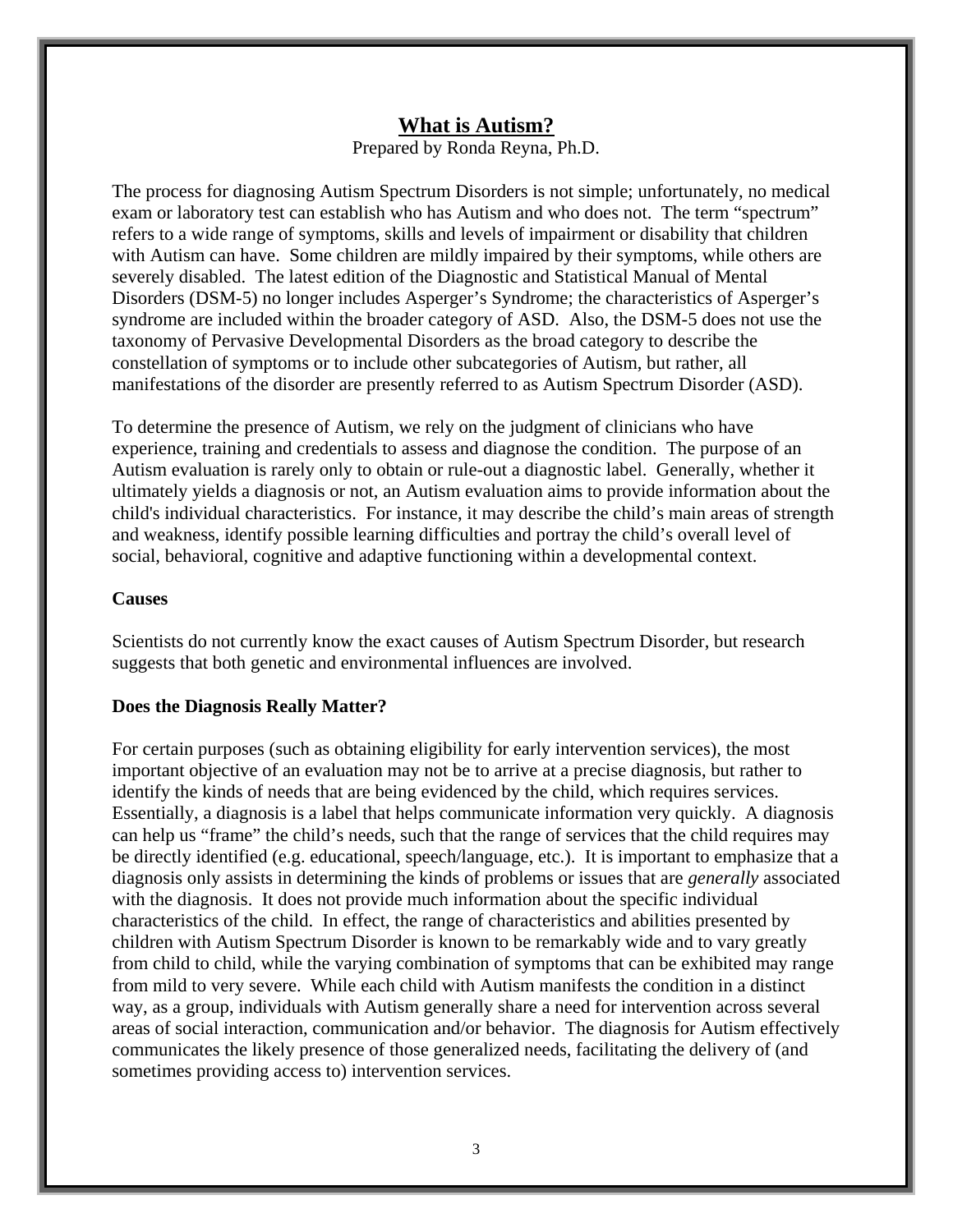# What is Autism?

Prepared by Ronda Reyna, Ph.D.

The process for diagnosing Autism Spectrum Disorders is not simple; unfortunately, no medical exam or laboratory test can establish who has Autism and who does not. The term "spectrum" refers to a wide range of symptoms, skills and levels of impairment or disability that children with Autism can have. Some children are mildly impaired by their symptoms, while others are severely disabled. The latest edition of the Diagnostic and Statistical Manual of Mental Disorders (DSM-5) no longer includes Asperger's Syndrome; the characteristics of Asperger's syndrome are included within the broader category of ASD. Also, the DSM-5 does not use the taxonomy of Pervasive Developmental Disorders as the broad category to describe the constellation of symptoms or to include other subcategories of Autism, but rather, all manifestations of the disorder are presently referred to as Autism Spectrum Disorder (ASD).

To determine the presence of Autism, we rely on the judgment of clinicians who have experience, training and credentials to assess and diagnose the condition. The purpose of an Autism evaluation is rarely only to obtain or rule-out a diagnostic label. Generally, whether it ultimately yields a diagnosis or not, an Autism evaluation aims to provide information about the child's individual characteristics. For instance, it may describe the child's main areas of strength and weakness, identify possible learning difficulties and portray the child's overall level of social, behavioral, cognitive and adaptive functioning within a developmental context.

**Causes**

Scientists do not currently know the exact causes of Autism Spectrum Disorder, but research suggests that both genetic and environmental influences are involved.

**Does the Diagnosis Really Matter?**

For certain purposes (such as obtaining eligibility for early intervention services), the most important objective of an evaluation may not be to arrive at a precise diagnosis, but rather to identify the kinds of needs that are being evidenced by the child, which requires services. Essentially, a diagnosis is a label that helps communicate information very quickly. A diagnosis can help us "frame" the child's needs, such that the range of services that the child requires may be directly identified (e.g. educational, speech/language, etc.). It is important to emphasize that a diagnosis only assists in determining the kinds of problems or issues that are *generally* associated with the diagnosis. It does not provide much information about the specific individual characteristics of the child. In effect, the range of characteristics and abilities presented by children with Autism Spectrum Disorder is known to be remarkably wide and to vary greatly from child to child, while the varying combination of symptoms that can be exhibited may range from mild to very severe. While each child with Autism manifests the condition in a distinct way, as a group, individuals with Autism generally share a need for intervention across several areas of social interaction, communication and/or behavior. The diagnosis for Autism effectively communicates the likely presence of those generalized needs, facilitating the delivery of (and sometimes providing access to) intervention services.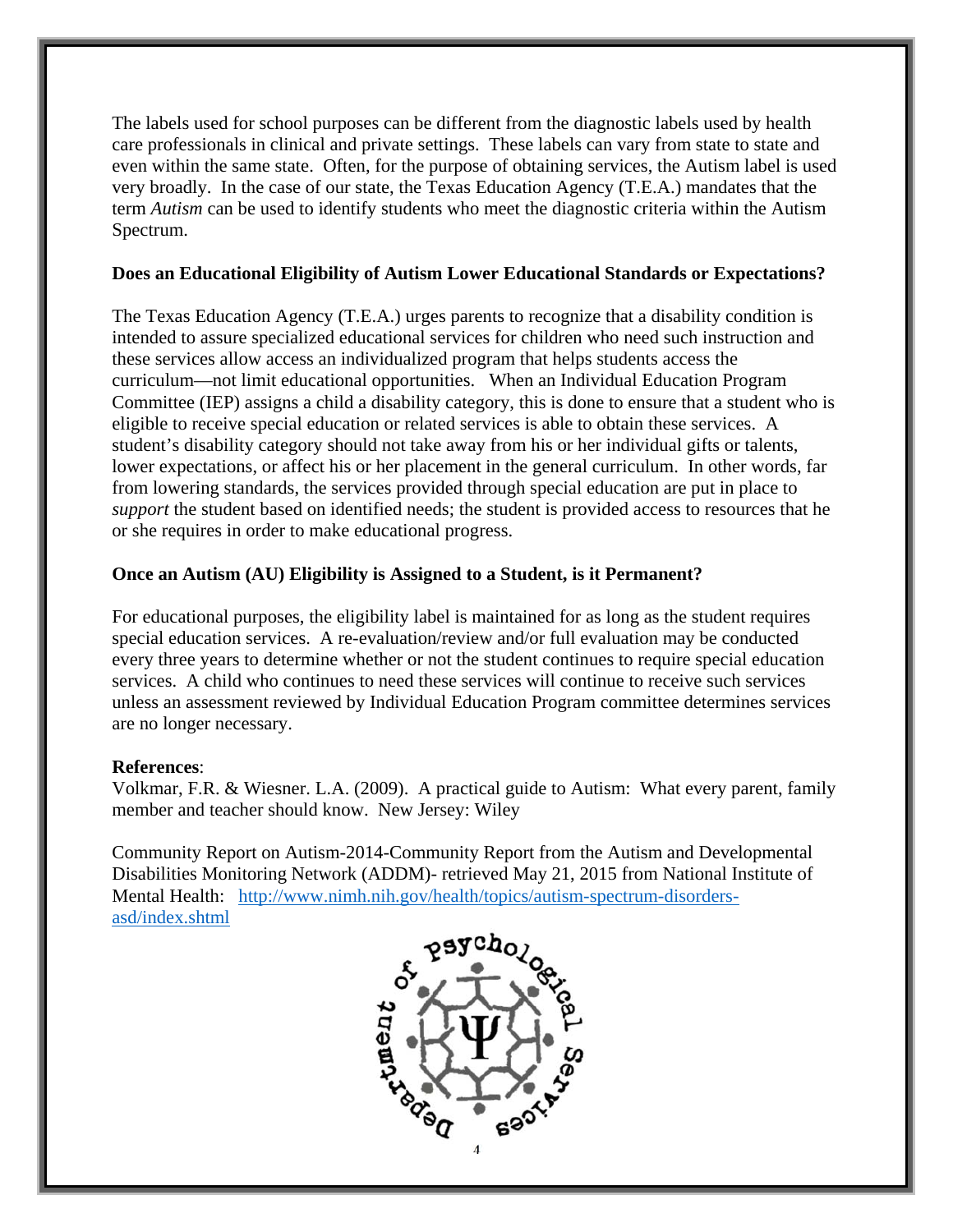The labels used for school purposes can be different from the diagnostic labels used by health care professionals in clinical and private settings. These labels can vary from state to state and even within the same state. Often, for the purpose of obtaining services, the Autism label is used very broadly. In the case of our state, the Texas Education Agency (T.E.A.) mandates that the term *Autism* can be used to identify students who meet the diagnostic criteria within the Autism Spectrum.

**Does an Educational Eligibility of Autism Lower Educational Standards or Expectations?**

The Texas Education Agency (T.E.A.) urges parents to recognize that a disability condition is intended to assure specialized educational services for children who need such instruction and these services allow access an individualized program that helps students access the curriculum—not limit educational opportunities. When an Individual Education Program Committee (IEP) assigns a child a disability category, this is done to ensure that a student who is eligible to receive special education or related services is able to obtain these services. A student's disability category should not take away from his or her individual gifts or talents, lower expectations, or affect his or her placement in the general curriculum. In other words, far from lowering standards, the services provided through special education are put in place to *support* the student based on identified needs; the student is provided access to resources that he or she requires in order to make educational progress.

**Once an Autism (AU) Eligibility is Assigned to a Student, is it Permanent?**

For educational purposes, the eligibility label is maintained for as long as the student requires special education services. A re-evaluation/review and/or full evaluation may be conducted every three years to determine whether or not the student continues to require special education services. A child who continues to need these services will continue to receive such services unless an assessment reviewed by Individual Education Program committee determines services are no longer necessary.

**References**:

Volkmar, F.R. & Wiesner. L.A. (2009). A practical guide to Autism: What every parent, family member and teacher should know. New Jersey: Wiley

Community Report on Autism-2014-Community Report from the Autism and Developmental Disabilities Monitoring Network (ADDM)- retrieved May 21, 2015 from National Institute of Mental Health: http://www.nimh.nih.gov/health/topics/autism-spectrum-disorders-asd/index.shtml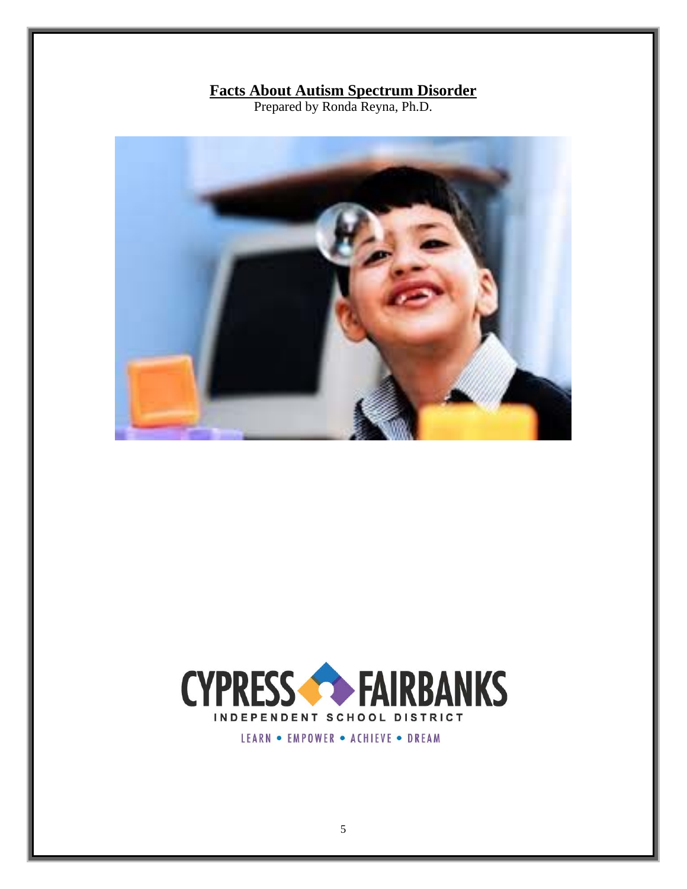# Facts About Autism Spectrum Disorder

Prepared by Ronda Reyna, Ph.D.

CYPRESS FAIRBANKS INDEPENDENT SCHOOL DISTRICT

LEARN • EMPOWER • ACHIEVE • DREAM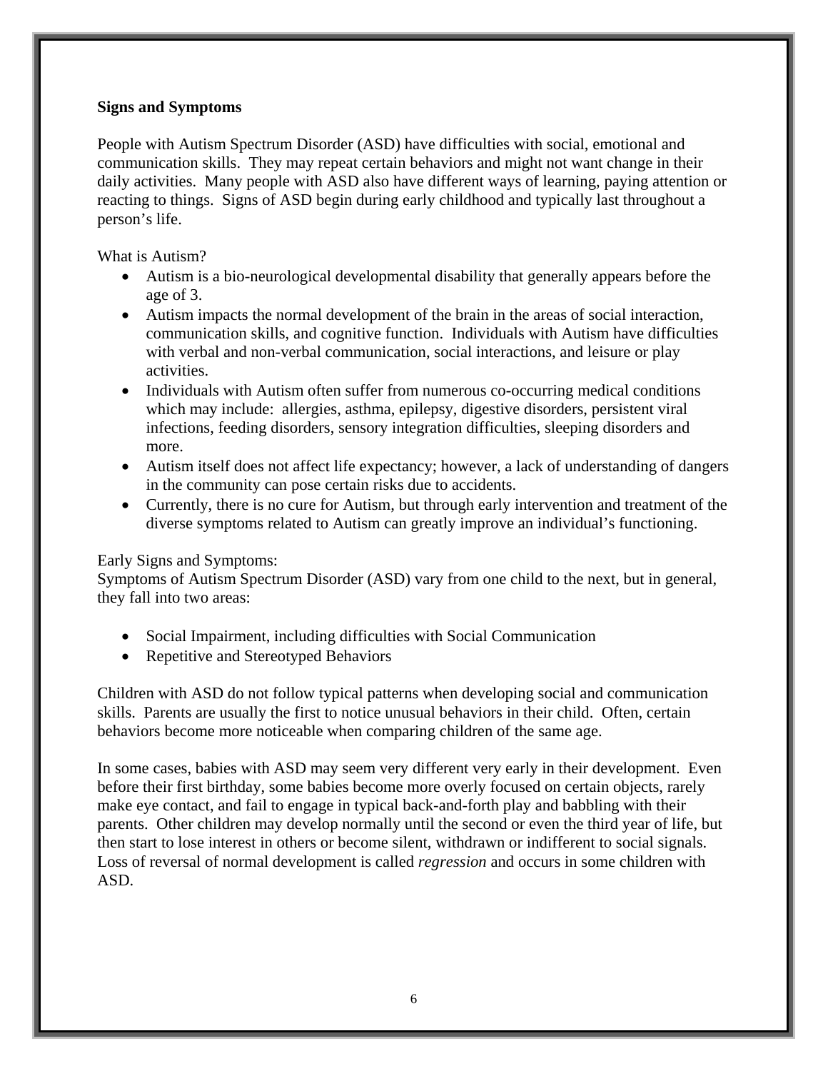**Signs and Symptoms**

People with Autism Spectrum Disorder (ASD) have difficulties with social, emotional and communication skills. They may repeat certain behaviors and might not want change in their daily activities. Many people with ASD also have different ways of learning, paying attention or reacting to things. Signs of ASD begin during early childhood and typically last throughout a person's life.

What is Autism?

- Autism is a bio-neurological developmental disability that generally appears before the age of 3.
- Autism impacts the normal development of the brain in the areas of social interaction, communication skills, and cognitive function. Individuals with Autism have difficulties with verbal and non-verbal communication, social interactions, and leisure or play activities.
- Individuals with Autism often suffer from numerous co-occurring medical conditions which may include: allergies, asthma, epilepsy, digestive disorders, persistent viral infections, feeding disorders, sensory integration difficulties, sleeping disorders and more.
- Autism itself does not affect life expectancy; however, a lack of understanding of dangers in the community can pose certain risks due to accidents.
- Currently, there is no cure for Autism, but through early intervention and treatment of the diverse symptoms related to Autism can greatly improve an individual's functioning.

Early Signs and Symptoms:
Symptoms of Autism Spectrum Disorder (ASD) vary from one child to the next, but in general, they fall into two areas:

- Social Impairment, including difficulties with Social Communication
- Repetitive and Stereotyped Behaviors

Children with ASD do not follow typical patterns when developing social and communication skills. Parents are usually the first to notice unusual behaviors in their child. Often, certain behaviors become more noticeable when comparing children of the same age.

In some cases, babies with ASD may seem very different very early in their development. Even before their first birthday, some babies become more overly focused on certain objects, rarely make eye contact, and fail to engage in typical back-and-forth play and babbling with their parents. Other children may develop normally until the second or even the third year of life, but then start to lose interest in others or become silent, withdrawn or indifferent to social signals. Loss of reversal of normal development is called *regression* and occurs in some children with ASD.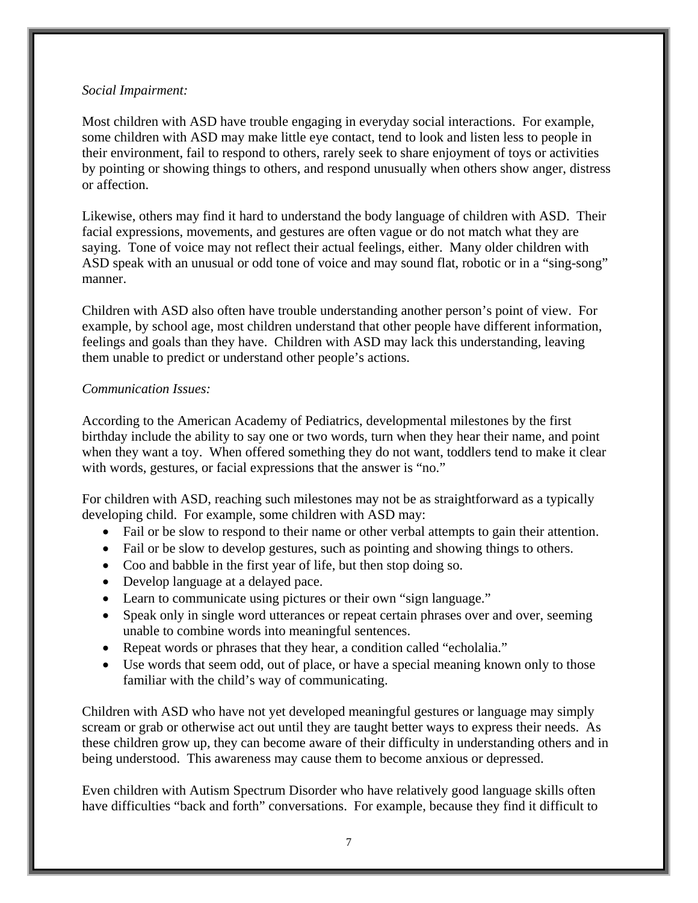*Social Impairment:*

Most children with ASD have trouble engaging in everyday social interactions. For example, some children with ASD may make little eye contact, tend to look and listen less to people in their environment, fail to respond to others, rarely seek to share enjoyment of toys or activities by pointing or showing things to others, and respond unusually when others show anger, distress or affection.

Likewise, others may find it hard to understand the body language of children with ASD. Their facial expressions, movements, and gestures are often vague or do not match what they are saying. Tone of voice may not reflect their actual feelings, either. Many older children with ASD speak with an unusual or odd tone of voice and may sound flat, robotic or in a "sing-song" manner.

Children with ASD also often have trouble understanding another person's point of view. For example, by school age, most children understand that other people have different information, feelings and goals than they have. Children with ASD may lack this understanding, leaving them unable to predict or understand other people's actions.

*Communication Issues:*

According to the American Academy of Pediatrics, developmental milestones by the first birthday include the ability to say one or two words, turn when they hear their name, and point when they want a toy. When offered something they do not want, toddlers tend to make it clear with words, gestures, or facial expressions that the answer is "no."

For children with ASD, reaching such milestones may not be as straightforward as a typically developing child. For example, some children with ASD may:

- Fail or be slow to respond to their name or other verbal attempts to gain their attention.
- Fail or be slow to develop gestures, such as pointing and showing things to others.
- Coo and babble in the first year of life, but then stop doing so.
- Develop language at a delayed pace.
- Learn to communicate using pictures or their own "sign language."
- Speak only in single word utterances or repeat certain phrases over and over, seeming unable to combine words into meaningful sentences.
- Repeat words or phrases that they hear, a condition called "echolalia."
- Use words that seem odd, out of place, or have a special meaning known only to those familiar with the child's way of communicating.

Children with ASD who have not yet developed meaningful gestures or language may simply scream or grab or otherwise act out until they are taught better ways to express their needs. As these children grow up, they can become aware of their difficulty in understanding others and in being understood. This awareness may cause them to become anxious or depressed.

Even children with Autism Spectrum Disorder who have relatively good language skills often have difficulties "back and forth" conversations. For example, because they find it difficult to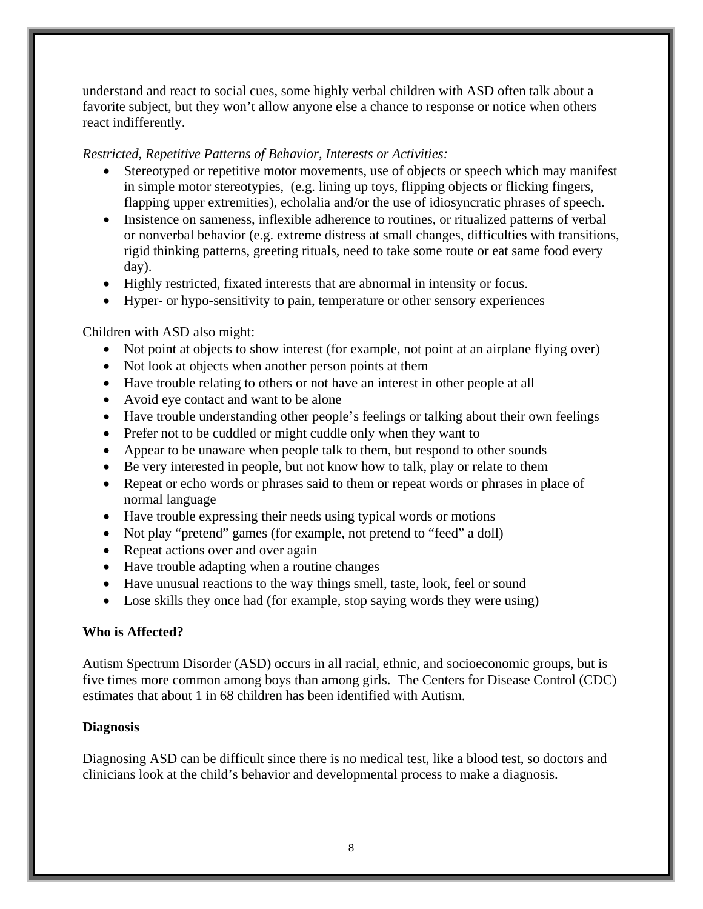understand and react to social cues, some highly verbal children with ASD often talk about a favorite subject, but they won't allow anyone else a chance to response or notice when others react indifferently.

*Restricted, Repetitive Patterns of Behavior, Interests or Activities:*

- Stereotyped or repetitive motor movements, use of objects or speech which may manifest in simple motor stereotypies, (e.g. lining up toys, flipping objects or flicking fingers, flapping upper extremities), echolalia and/or the use of idiosyncratic phrases of speech.
- Insistence on sameness, inflexible adherence to routines, or ritualized patterns of verbal or nonverbal behavior (e.g. extreme distress at small changes, difficulties with transitions, rigid thinking patterns, greeting rituals, need to take some route or eat same food every day).
- Highly restricted, fixated interests that are abnormal in intensity or focus.
- Hyper- or hypo-sensitivity to pain, temperature or other sensory experiences

Children with ASD also might:

- Not point at objects to show interest (for example, not point at an airplane flying over)
- Not look at objects when another person points at them
- Have trouble relating to others or not have an interest in other people at all
- Avoid eye contact and want to be alone
- Have trouble understanding other people's feelings or talking about their own feelings
- Prefer not to be cuddled or might cuddle only when they want to
- Appear to be unaware when people talk to them, but respond to other sounds
- Be very interested in people, but not know how to talk, play or relate to them
- Repeat or echo words or phrases said to them or repeat words or phrases in place of normal language
- Have trouble expressing their needs using typical words or motions
- Not play "pretend" games (for example, not pretend to "feed" a doll)
- Repeat actions over and over again
- Have trouble adapting when a routine changes
- Have unusual reactions to the way things smell, taste, look, feel or sound
- Lose skills they once had (for example, stop saying words they were using)

**Who is Affected?**

Autism Spectrum Disorder (ASD) occurs in all racial, ethnic, and socioeconomic groups, but is five times more common among boys than among girls. The Centers for Disease Control (CDC) estimates that about 1 in 68 children has been identified with Autism.

**Diagnosis**

Diagnosing ASD can be difficult since there is no medical test, like a blood test, so doctors and clinicians look at the child's behavior and developmental process to make a diagnosis.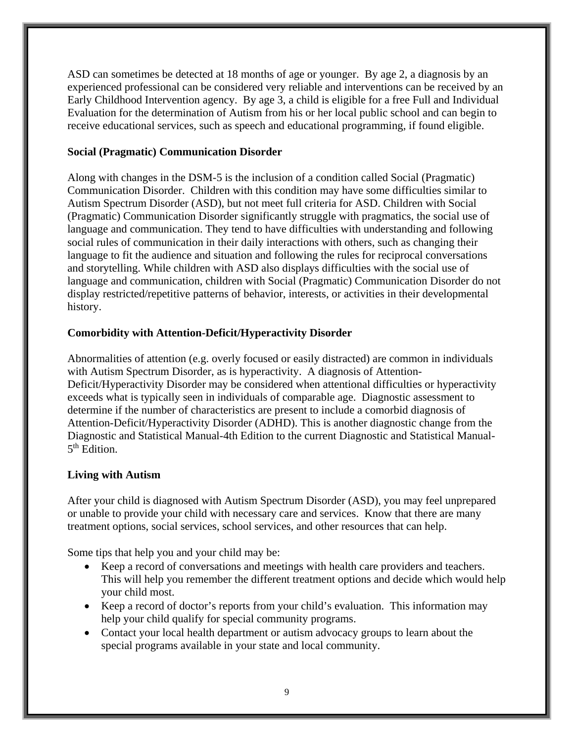ASD can sometimes be detected at 18 months of age or younger. By age 2, a diagnosis by an experienced professional can be considered very reliable and interventions can be received by an Early Childhood Intervention agency. By age 3, a child is eligible for a free Full and Individual Evaluation for the determination of Autism from his or her local public school and can begin to receive educational services, such as speech and educational programming, if found eligible.

**Social (Pragmatic) Communication Disorder**

Along with changes in the DSM-5 is the inclusion of a condition called Social (Pragmatic) Communication Disorder. Children with this condition may have some difficulties similar to Autism Spectrum Disorder (ASD), but not meet full criteria for ASD. Children with Social (Pragmatic) Communication Disorder significantly struggle with pragmatics, the social use of language and communication. They tend to have difficulties with understanding and following social rules of communication in their daily interactions with others, such as changing their language to fit the audience and situation and following the rules for reciprocal conversations and storytelling. While children with ASD also displays difficulties with the social use of language and communication, children with Social (Pragmatic) Communication Disorder do not display restricted/repetitive patterns of behavior, interests, or activities in their developmental history.

**Comorbidity with Attention-Deficit/Hyperactivity Disorder**

Abnormalities of attention (e.g. overly focused or easily distracted) are common in individuals with Autism Spectrum Disorder, as is hyperactivity. A diagnosis of Attention-Deficit/Hyperactivity Disorder may be considered when attentional difficulties or hyperactivity exceeds what is typically seen in individuals of comparable age. Diagnostic assessment to determine if the number of characteristics are present to include a comorbid diagnosis of Attention-Deficit/Hyperactivity Disorder (ADHD). This is another diagnostic change from the Diagnostic and Statistical Manual-4th Edition to the current Diagnostic and Statistical Manual-5th Edition.

**Living with Autism**

After your child is diagnosed with Autism Spectrum Disorder (ASD), you may feel unprepared or unable to provide your child with necessary care and services. Know that there are many treatment options, social services, school services, and other resources that can help.

Some tips that help you and your child may be:

- Keep a record of conversations and meetings with health care providers and teachers. This will help you remember the different treatment options and decide which would help your child most.
- Keep a record of doctor's reports from your child's evaluation. This information may help your child qualify for special community programs.
- Contact your local health department or autism advocacy groups to learn about the special programs available in your state and local community.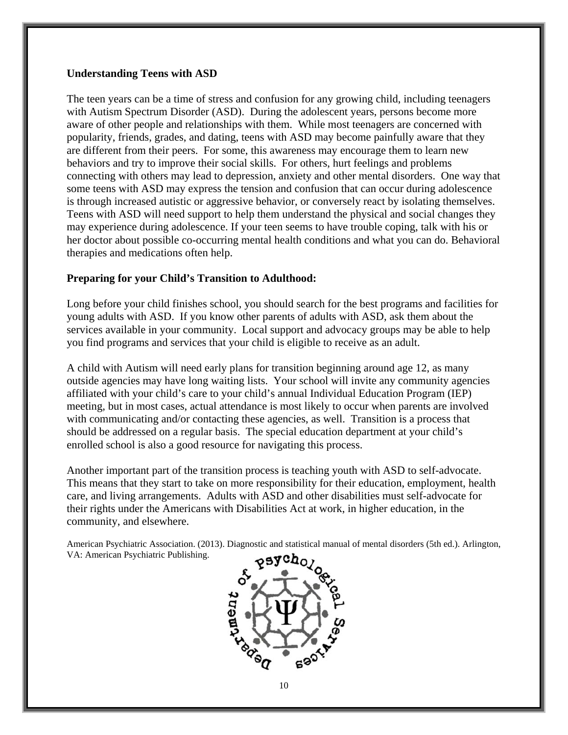**Understanding Teens with ASD**

The teen years can be a time of stress and confusion for any growing child, including teenagers with Autism Spectrum Disorder (ASD). During the adolescent years, persons become more aware of other people and relationships with them. While most teenagers are concerned with popularity, friends, grades, and dating, teens with ASD may become painfully aware that they are different from their peers. For some, this awareness may encourage them to learn new behaviors and try to improve their social skills. For others, hurt feelings and problems connecting with others may lead to depression, anxiety and other mental disorders. One way that some teens with ASD may express the tension and confusion that can occur during adolescence is through increased autistic or aggressive behavior, or conversely react by isolating themselves. Teens with ASD will need support to help them understand the physical and social changes they may experience during adolescence. If your teen seems to have trouble coping, talk with his or her doctor about possible co-occurring mental health conditions and what you can do. Behavioral therapies and medications often help.

**Preparing for your Child's Transition to Adulthood:**

Long before your child finishes school, you should search for the best programs and facilities for young adults with ASD. If you know other parents of adults with ASD, ask them about the services available in your community. Local support and advocacy groups may be able to help you find programs and services that your child is eligible to receive as an adult.

A child with Autism will need early plans for transition beginning around age 12, as many outside agencies may have long waiting lists. Your school will invite any community agencies affiliated with your child's care to your child's annual Individual Education Program (IEP) meeting, but in most cases, actual attendance is most likely to occur when parents are involved with communicating and/or contacting these agencies, as well. Transition is a process that should be addressed on a regular basis. The special education department at your child's enrolled school is also a good resource for navigating this process.

Another important part of the transition process is teaching youth with ASD to self-advocate. This means that they start to take on more responsibility for their education, employment, health care, and living arrangements. Adults with ASD and other disabilities must self-advocate for their rights under the Americans with Disabilities Act at work, in higher education, in the community, and elsewhere.

American Psychiatric Association. (2013). Diagnostic and statistical manual of mental disorders (5th ed.). Arlington, VA: American Psychiatric Publishing.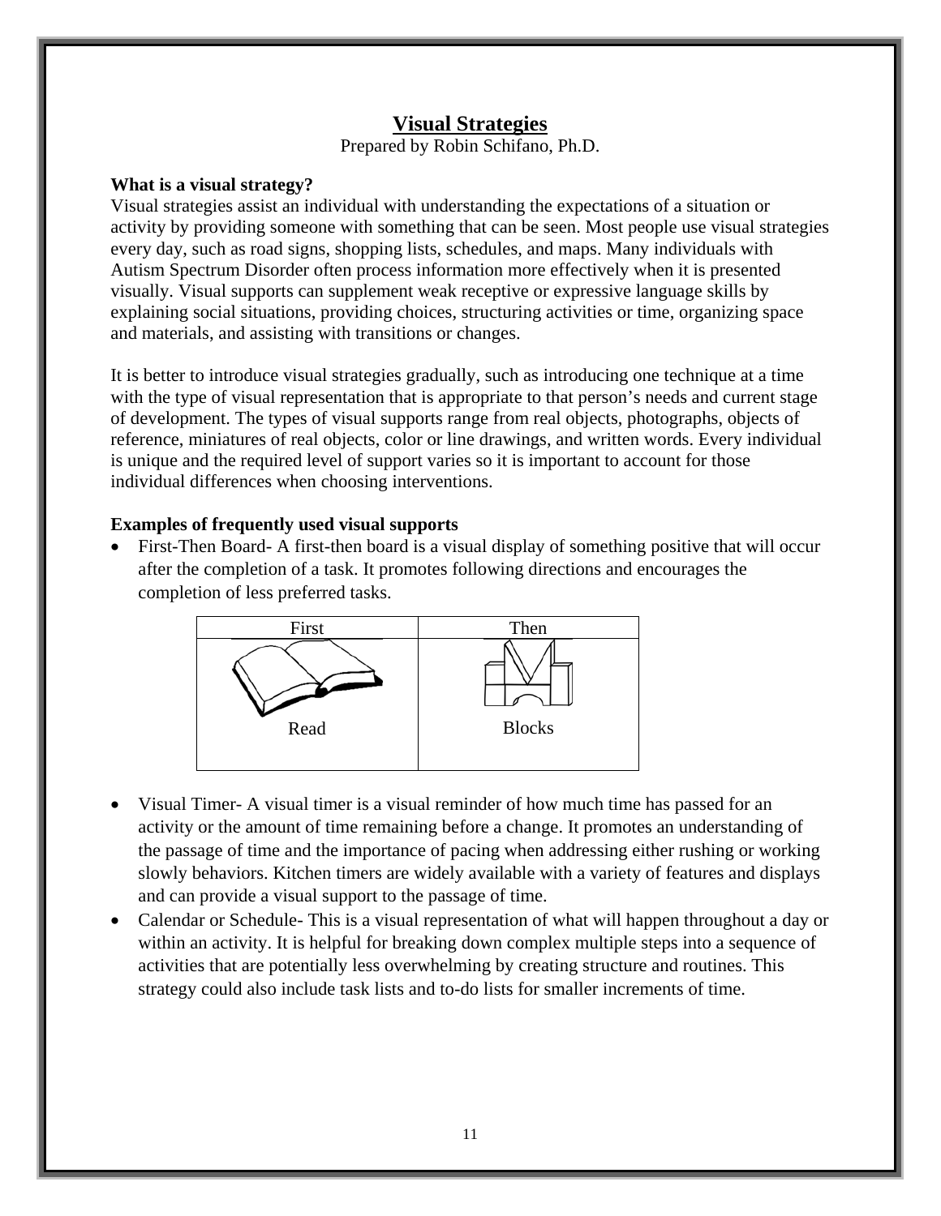# Visual Strategies

Prepared by Robin Schifano, Ph.D.

**What is a visual strategy?**

Visual strategies assist an individual with understanding the expectations of a situation or activity by providing someone with something that can be seen. Most people use visual strategies every day, such as road signs, shopping lists, schedules, and maps. Many individuals with Autism Spectrum Disorder often process information more effectively when it is presented visually. Visual supports can supplement weak receptive or expressive language skills by explaining social situations, providing choices, structuring activities or time, organizing space and materials, and assisting with transitions or changes.

It is better to introduce visual strategies gradually, such as introducing one technique at a time with the type of visual representation that is appropriate to that person's needs and current stage of development. The types of visual supports range from real objects, photographs, objects of reference, miniatures of real objects, color or line drawings, and written words. Every individual is unique and the required level of support varies so it is important to account for those individual differences when choosing interventions.

**Examples of frequently used visual supports**

- First-Then Board- A first-then board is a visual display of something positive that will occur after the completion of a task. It promotes following directions and encourages the completion of less preferred tasks.

| First | Then |
|---|---|
| Read | Blocks |

- Visual Timer- A visual timer is a visual reminder of how much time has passed for an activity or the amount of time remaining before a change. It promotes an understanding of the passage of time and the importance of pacing when addressing either rushing or working slowly behaviors. Kitchen timers are widely available with a variety of features and displays and can provide a visual support to the passage of time.
- Calendar or Schedule- This is a visual representation of what will happen throughout a day or within an activity. It is helpful for breaking down complex multiple steps into a sequence of activities that are potentially less overwhelming by creating structure and routines. This strategy could also include task lists and to-do lists for smaller increments of time.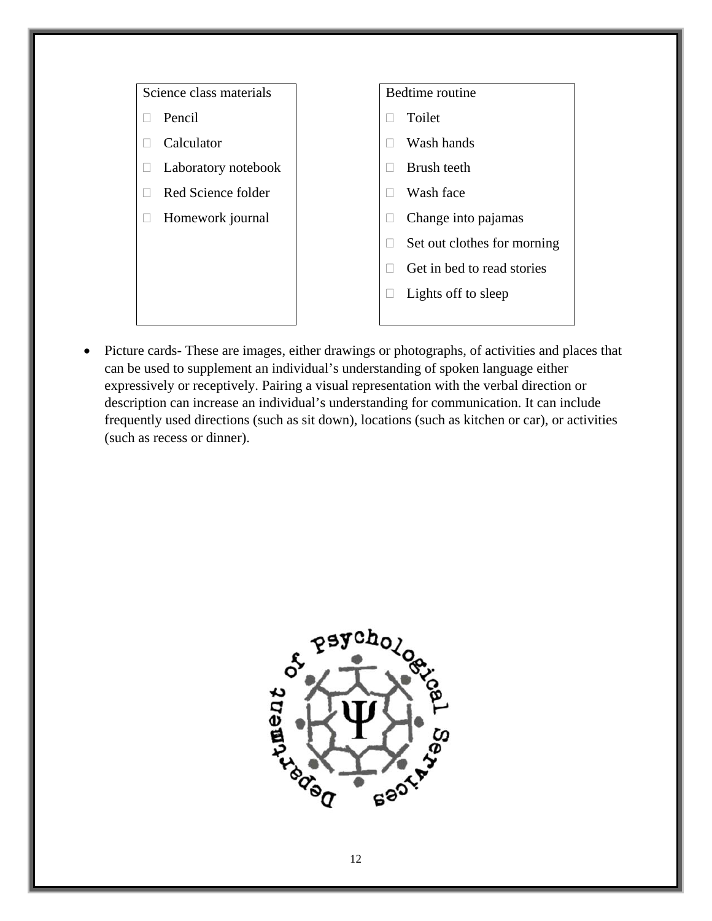Science class materials

- ☐ Pencil
- ☐ Calculator
- ☐ Laboratory notebook
- ☐ Red Science folder
- ☐ Homework journal

Bedtime routine

- ☐ Toilet
- ☐ Wash hands
- ☐ Brush teeth
- ☐ Wash face
- ☐ Change into pajamas
- ☐ Set out clothes for morning
- ☐ Get in bed to read stories
- ☐ Lights off to sleep

- Picture cards- These are images, either drawings or photographs, of activities and places that can be used to supplement an individual's understanding of spoken language either expressively or receptively. Pairing a visual representation with the verbal direction or description can increase an individual's understanding for communication. It can include frequently used directions (such as sit down), locations (such as kitchen or car), or activities (such as recess or dinner).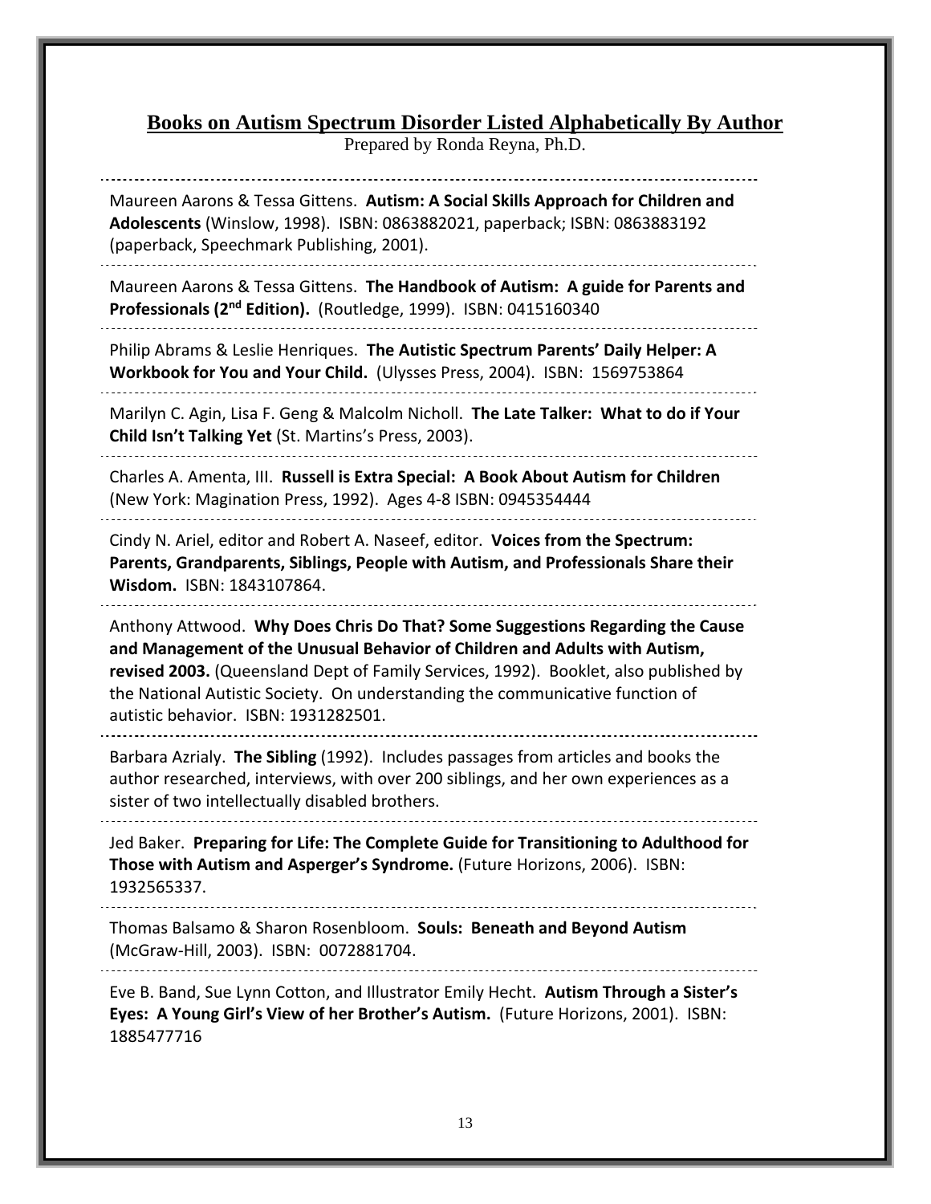# Books on Autism Spectrum Disorder Listed Alphabetically By Author

Prepared by Ronda Reyna, Ph.D.

---

Maureen Aarons & Tessa Gittens. **Autism: A Social Skills Approach for Children and Adolescents** (Winslow, 1998). ISBN: 0863882021, paperback; ISBN: 0863883192 (paperback, Speechmark Publishing, 2001).

---

Maureen Aarons & Tessa Gittens. **The Handbook of Autism: A guide for Parents and Professionals (2nd Edition).** (Routledge, 1999). ISBN: 0415160340

---

Philip Abrams & Leslie Henriques. **The Autistic Spectrum Parents' Daily Helper: A Workbook for You and Your Child.** (Ulysses Press, 2004). ISBN: 1569753864

---

Marilyn C. Agin, Lisa F. Geng & Malcolm Nicholl. **The Late Talker: What to do if Your Child Isn't Talking Yet** (St. Martins's Press, 2003).

---

Charles A. Amenta, III. **Russell is Extra Special: A Book About Autism for Children** (New York: Magination Press, 1992). Ages 4-8 ISBN: 0945354444

---

Cindy N. Ariel, editor and Robert A. Naseef, editor. **Voices from the Spectrum: Parents, Grandparents, Siblings, People with Autism, and Professionals Share their Wisdom.** ISBN: 1843107864.

---

Anthony Attwood. **Why Does Chris Do That? Some Suggestions Regarding the Cause and Management of the Unusual Behavior of Children and Adults with Autism, revised 2003.** (Queensland Dept of Family Services, 1992). Booklet, also published by the National Autistic Society. On understanding the communicative function of autistic behavior. ISBN: 1931282501.

---

Barbara Azrialy. **The Sibling** (1992). Includes passages from articles and books the author researched, interviews, with over 200 siblings, and her own experiences as a sister of two intellectually disabled brothers.

---

Jed Baker. **Preparing for Life: The Complete Guide for Transitioning to Adulthood for Those with Autism and Asperger's Syndrome.** (Future Horizons, 2006). ISBN: 1932565337.

---

Thomas Balsamo & Sharon Rosenbloom. **Souls: Beneath and Beyond Autism** (McGraw-Hill, 2003). ISBN: 0072881704.

---

Eve B. Band, Sue Lynn Cotton, and Illustrator Emily Hecht. **Autism Through a Sister's Eyes: A Young Girl's View of her Brother's Autism.** (Future Horizons, 2001). ISBN: 1885477716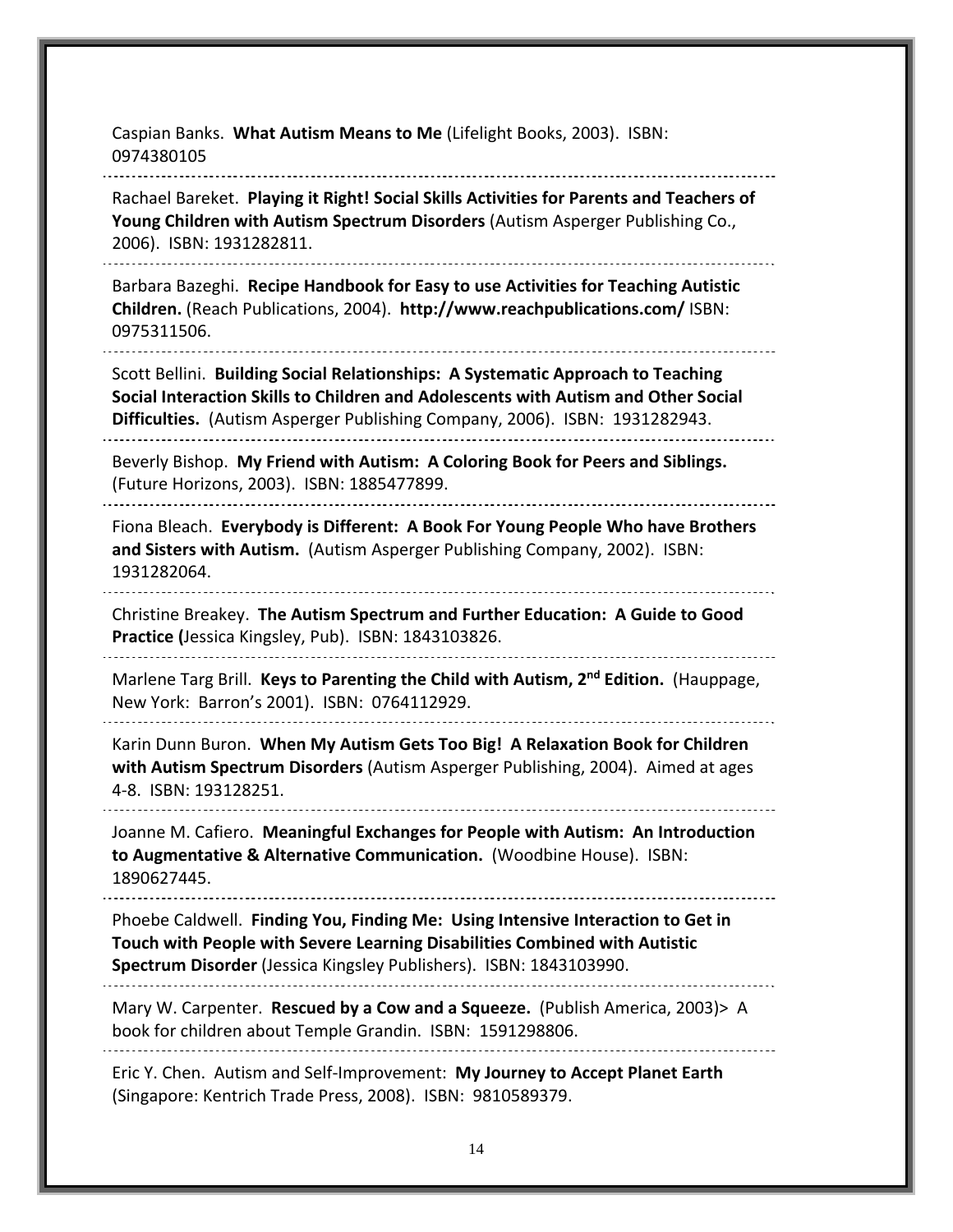Caspian Banks. **What Autism Means to Me** (Lifelight Books, 2003). ISBN: 0974380105

---

Rachael Bareket. **Playing it Right! Social Skills Activities for Parents and Teachers of Young Children with Autism Spectrum Disorders** (Autism Asperger Publishing Co., 2006). ISBN: 1931282811.

---

Barbara Bazeghi. **Recipe Handbook for Easy to use Activities for Teaching Autistic Children.** (Reach Publications, 2004). **http://www.reachpublications.com/** ISBN: 0975311506.

---

Scott Bellini. **Building Social Relationships: A Systematic Approach to Teaching Social Interaction Skills to Children and Adolescents with Autism and Other Social Difficulties.** (Autism Asperger Publishing Company, 2006). ISBN: 1931282943.

---

Beverly Bishop. **My Friend with Autism: A Coloring Book for Peers and Siblings.** (Future Horizons, 2003). ISBN: 1885477899.

---

Fiona Bleach. **Everybody is Different: A Book For Young People Who have Brothers and Sisters with Autism.** (Autism Asperger Publishing Company, 2002). ISBN: 1931282064.

---

Christine Breakey. **The Autism Spectrum and Further Education: A Guide to Good Practice (**Jessica Kingsley, Pub). ISBN: 1843103826.

---

Marlene Targ Brill. **Keys to Parenting the Child with Autism, 2nd Edition.** (Hauppage, New York: Barron's 2001). ISBN: 0764112929.

---

Karin Dunn Buron. **When My Autism Gets Too Big! A Relaxation Book for Children with Autism Spectrum Disorders** (Autism Asperger Publishing, 2004). Aimed at ages 4-8. ISBN: 193128251.

---

Joanne M. Cafiero. **Meaningful Exchanges for People with Autism: An Introduction to Augmentative & Alternative Communication.** (Woodbine House). ISBN: 1890627445.

---

Phoebe Caldwell. **Finding You, Finding Me: Using Intensive Interaction to Get in Touch with People with Severe Learning Disabilities Combined with Autistic Spectrum Disorder** (Jessica Kingsley Publishers). ISBN: 1843103990.

---

Mary W. Carpenter. **Rescued by a Cow and a Squeeze.** (Publish America, 2003)> A book for children about Temple Grandin. ISBN: 1591298806.

---

Eric Y. Chen. Autism and Self-Improvement: **My Journey to Accept Planet Earth** (Singapore: Kentrich Trade Press, 2008). ISBN: 9810589379.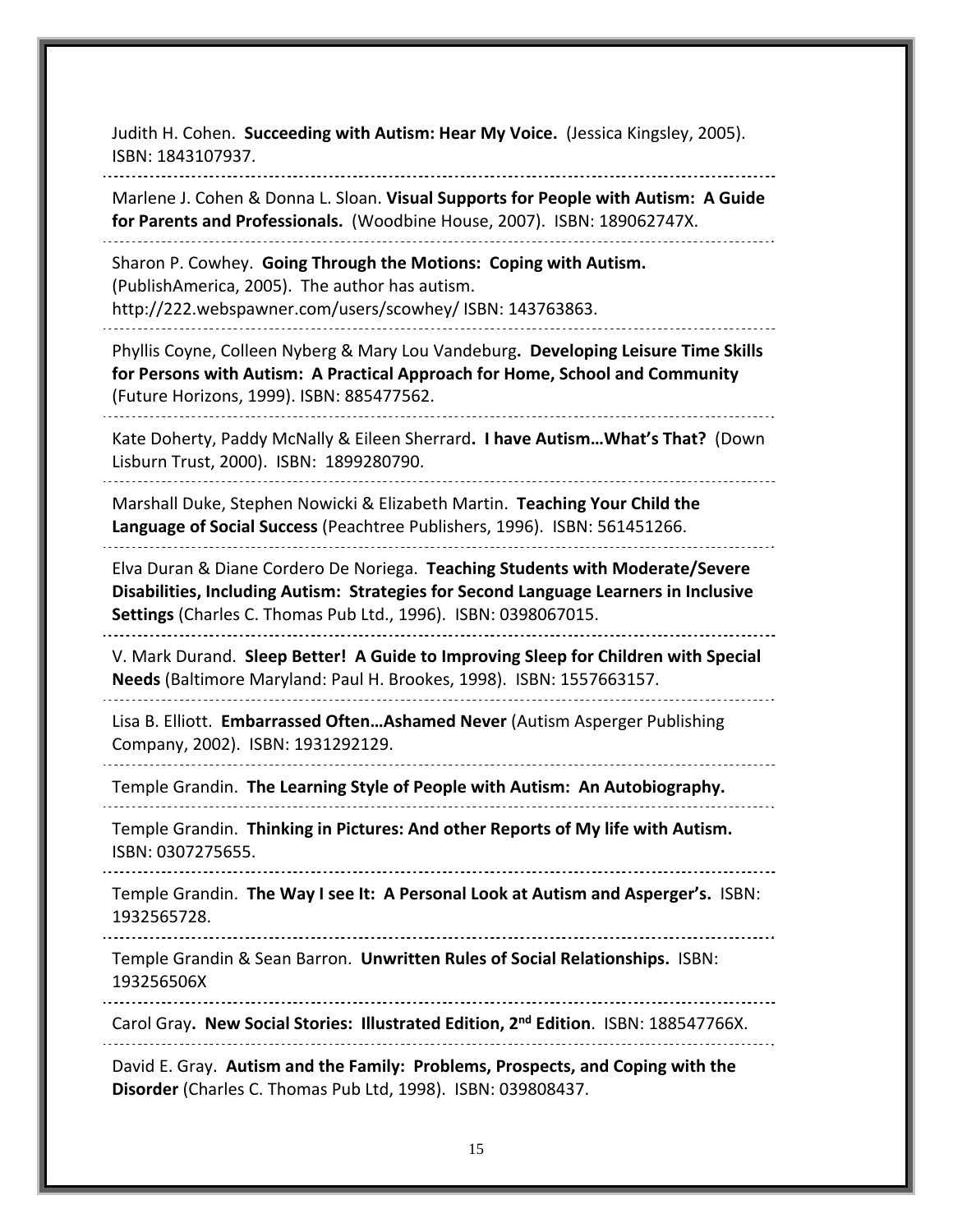Judith H. Cohen. **Succeeding with Autism: Hear My Voice.** (Jessica Kingsley, 2005). ISBN: 1843107937.

---

Marlene J. Cohen & Donna L. Sloan. **Visual Supports for People with Autism: A Guide for Parents and Professionals.** (Woodbine House, 2007). ISBN: 189062747X.

---

Sharon P. Cowhey. **Going Through the Motions: Coping with Autism.** (PublishAmerica, 2005). The author has autism. http://222.webspawner.com/users/scowhey/ ISBN: 143763863.

---

Phyllis Coyne, Colleen Nyberg & Mary Lou Vandeburg**. Developing Leisure Time Skills for Persons with Autism: A Practical Approach for Home, School and Community** (Future Horizons, 1999). ISBN: 885477562.

---

Kate Doherty, Paddy McNally & Eileen Sherrard**. I have Autism…What's That?** (Down Lisburn Trust, 2000). ISBN: 1899280790.

---

Marshall Duke, Stephen Nowicki & Elizabeth Martin. **Teaching Your Child the Language of Social Success** (Peachtree Publishers, 1996). ISBN: 561451266.

---

Elva Duran & Diane Cordero De Noriega. **Teaching Students with Moderate/Severe Disabilities, Including Autism: Strategies for Second Language Learners in Inclusive Settings** (Charles C. Thomas Pub Ltd., 1996). ISBN: 0398067015.

---

V. Mark Durand. **Sleep Better! A Guide to Improving Sleep for Children with Special Needs** (Baltimore Maryland: Paul H. Brookes, 1998). ISBN: 1557663157.

---

Lisa B. Elliott. **Embarrassed Often…Ashamed Never** (Autism Asperger Publishing Company, 2002). ISBN: 1931292129.

---

Temple Grandin. **The Learning Style of People with Autism: An Autobiography.**

---

Temple Grandin. **Thinking in Pictures: And other Reports of My life with Autism.** ISBN: 0307275655.

---

Temple Grandin. **The Way I see It: A Personal Look at Autism and Asperger's.** ISBN: 1932565728.

---

Temple Grandin & Sean Barron. **Unwritten Rules of Social Relationships.** ISBN: 193256506X

---

Carol Gray**. New Social Stories: Illustrated Edition, 2nd Edition**. ISBN: 188547766X.

---

David E. Gray. **Autism and the Family: Problems, Prospects, and Coping with the Disorder** (Charles C. Thomas Pub Ltd, 1998). ISBN: 039808437.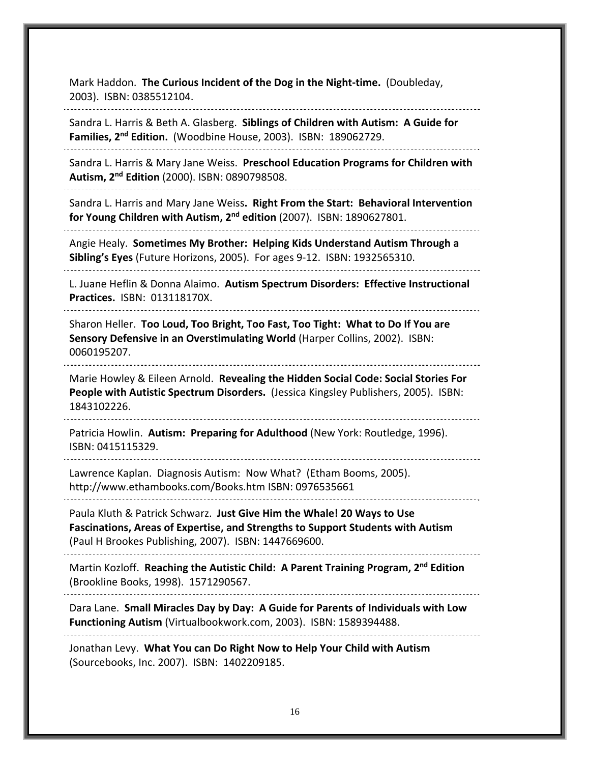Mark Haddon. **The Curious Incident of the Dog in the Night-time.** (Doubleday, 2003). ISBN: 0385512104.

---

Sandra L. Harris & Beth A. Glasberg. **Siblings of Children with Autism: A Guide for Families, 2nd Edition.** (Woodbine House, 2003). ISBN: 189062729.

---

Sandra L. Harris & Mary Jane Weiss. **Preschool Education Programs for Children with Autism, 2nd Edition** (2000). ISBN: 0890798508.

---

Sandra L. Harris and Mary Jane Weiss**. Right From the Start: Behavioral Intervention for Young Children with Autism, 2nd edition** (2007). ISBN: 1890627801.

---

Angie Healy. **Sometimes My Brother: Helping Kids Understand Autism Through a Sibling's Eyes** (Future Horizons, 2005). For ages 9-12. ISBN: 1932565310.

---

L. Juane Heflin & Donna Alaimo. **Autism Spectrum Disorders: Effective Instructional Practices.** ISBN: 013118170X.

---

Sharon Heller. **Too Loud, Too Bright, Too Fast, Too Tight: What to Do If You are Sensory Defensive in an Overstimulating World** (Harper Collins, 2002). ISBN: 0060195207.

---

Marie Howley & Eileen Arnold. **Revealing the Hidden Social Code: Social Stories For People with Autistic Spectrum Disorders.** (Jessica Kingsley Publishers, 2005). ISBN: 1843102226.

---

Patricia Howlin. **Autism: Preparing for Adulthood** (New York: Routledge, 1996). ISBN: 0415115329.

---

Lawrence Kaplan. Diagnosis Autism: Now What? (Etham Booms, 2005). http://www.ethambooks.com/Books.htm ISBN: 0976535661

---

Paula Kluth & Patrick Schwarz. **Just Give Him the Whale! 20 Ways to Use Fascinations, Areas of Expertise, and Strengths to Support Students with Autism** (Paul H Brookes Publishing, 2007). ISBN: 1447669600.

---

Martin Kozloff. **Reaching the Autistic Child: A Parent Training Program, 2nd Edition** (Brookline Books, 1998). 1571290567.

---

Dara Lane. **Small Miracles Day by Day: A Guide for Parents of Individuals with Low Functioning Autism** (Virtualbookwork.com, 2003). ISBN: 1589394488.

---

Jonathan Levy. **What You can Do Right Now to Help Your Child with Autism** (Sourcebooks, Inc. 2007). ISBN: 1402209185.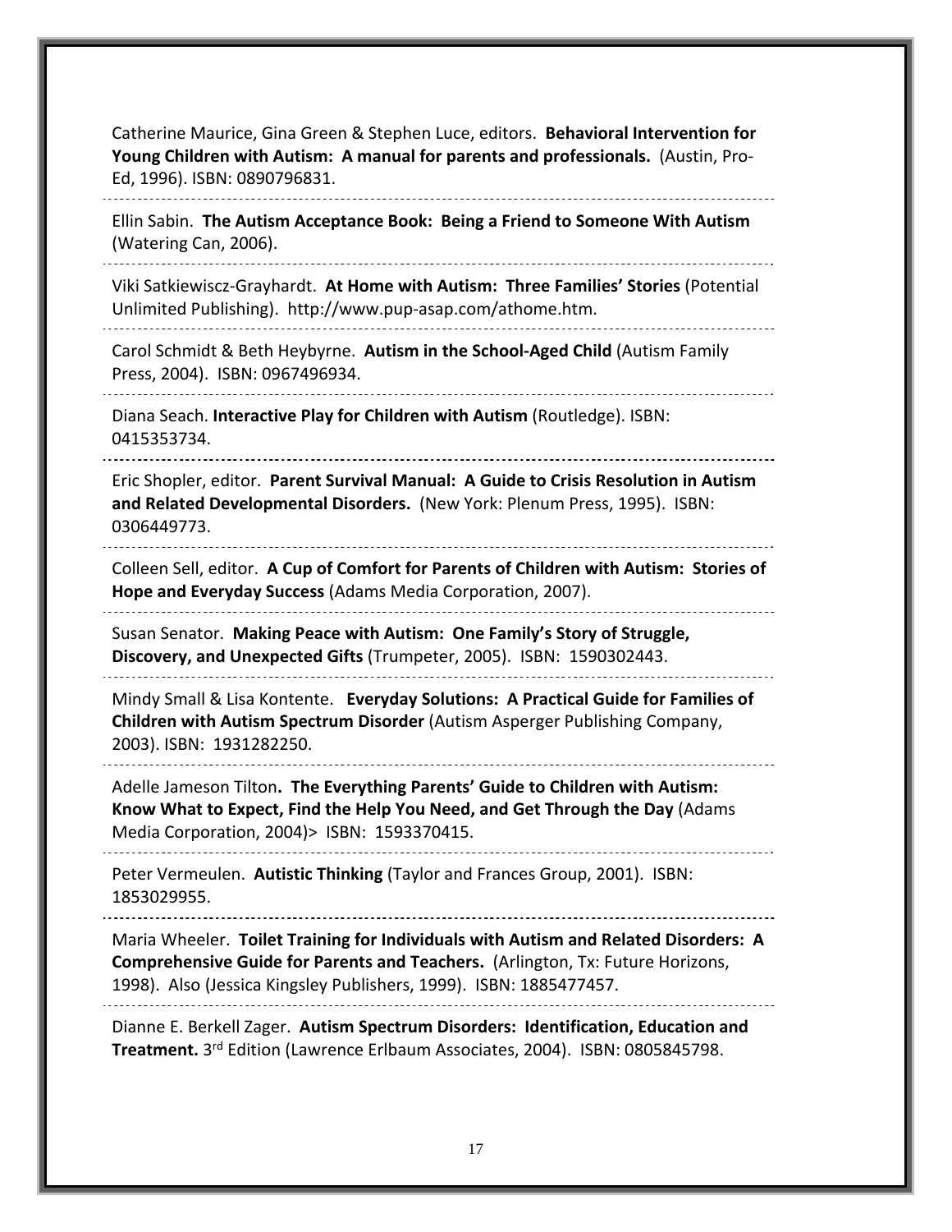Catherine Maurice, Gina Green & Stephen Luce, editors. **Behavioral Intervention for Young Children with Autism: A manual for parents and professionals.** (Austin, Pro-Ed, 1996). ISBN: 0890796831.

---

Ellin Sabin. **The Autism Acceptance Book: Being a Friend to Someone With Autism** (Watering Can, 2006).

---

Viki Satkiewiscz-Grayhardt. **At Home with Autism: Three Families' Stories** (Potential Unlimited Publishing). http://www.pup-asap.com/athome.htm.

---

Carol Schmidt & Beth Heybyrne. **Autism in the School-Aged Child** (Autism Family Press, 2004). ISBN: 0967496934.

---

Diana Seach. **Interactive Play for Children with Autism** (Routledge). ISBN: 0415353734.

---

Eric Shopler, editor. **Parent Survival Manual: A Guide to Crisis Resolution in Autism and Related Developmental Disorders.** (New York: Plenum Press, 1995). ISBN: 0306449773.

---

Colleen Sell, editor. **A Cup of Comfort for Parents of Children with Autism: Stories of Hope and Everyday Success** (Adams Media Corporation, 2007).

---

Susan Senator. **Making Peace with Autism: One Family's Story of Struggle, Discovery, and Unexpected Gifts** (Trumpeter, 2005). ISBN: 1590302443.

---

Mindy Small & Lisa Kontente. **Everyday Solutions: A Practical Guide for Families of Children with Autism Spectrum Disorder** (Autism Asperger Publishing Company, 2003). ISBN: 1931282250.

---

Adelle Jameson Tilton**. The Everything Parents' Guide to Children with Autism: Know What to Expect, Find the Help You Need, and Get Through the Day** (Adams Media Corporation, 2004)> ISBN: 1593370415.

---

Peter Vermeulen. **Autistic Thinking** (Taylor and Frances Group, 2001). ISBN: 1853029955.

---

Maria Wheeler. **Toilet Training for Individuals with Autism and Related Disorders: A Comprehensive Guide for Parents and Teachers.** (Arlington, Tx: Future Horizons, 1998). Also (Jessica Kingsley Publishers, 1999). ISBN: 1885477457.

---

Dianne E. Berkell Zager. **Autism Spectrum Disorders: Identification, Education and Treatment.** 3rd Edition (Lawrence Erlbaum Associates, 2004). ISBN: 0805845798.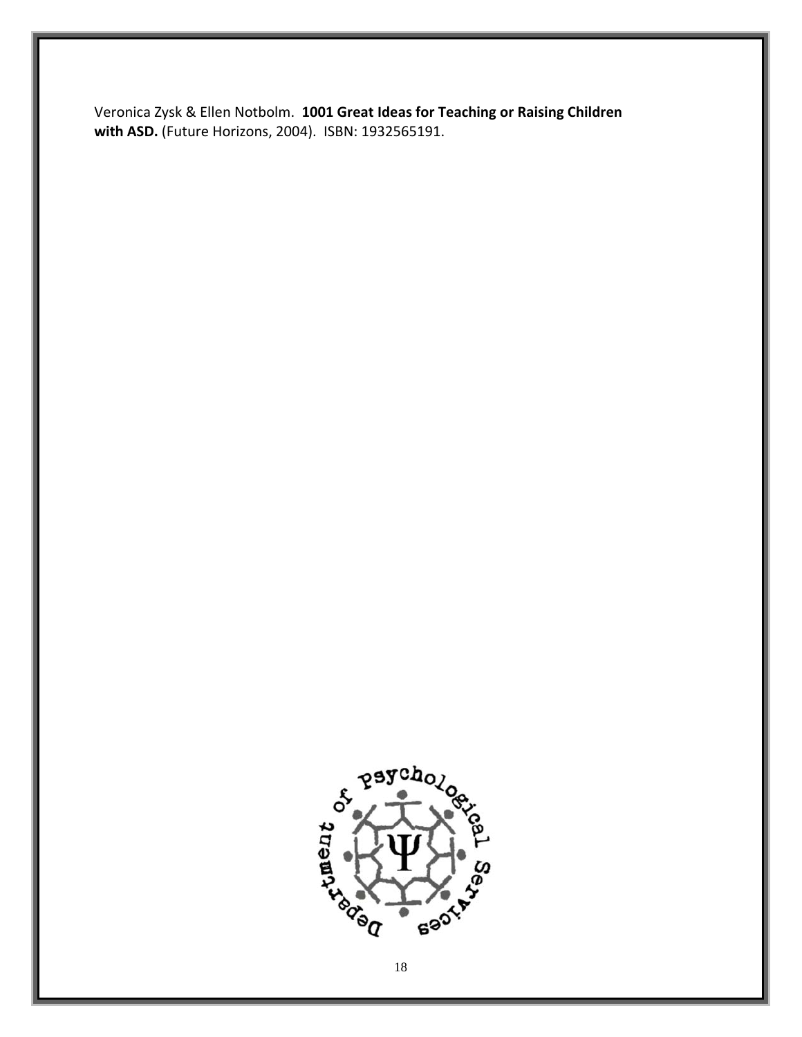Veronica Zysk & Ellen Notbolm. **1001 Great Ideas for Teaching or Raising Children with ASD.** (Future Horizons, 2004). ISBN: 1932565191.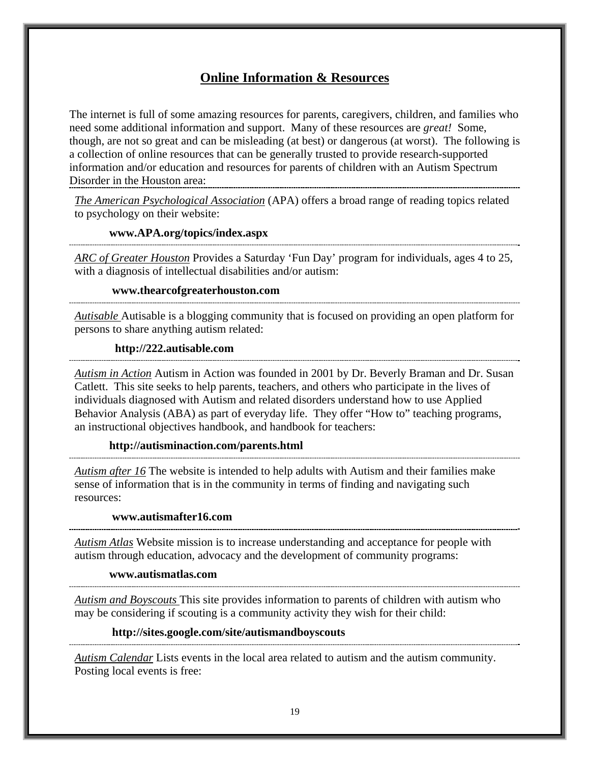## Online Information & Resources

The internet is full of some amazing resources for parents, caregivers, children, and families who need some additional information and support. Many of these resources are *great!* Some, though, are not so great and can be misleading (at best) or dangerous (at worst). The following is a collection of online resources that can be generally trusted to provide research-supported information and/or education and resources for parents of children with an Autism Spectrum Disorder in the Houston area:

---

*The American Psychological Association* (APA) offers a broad range of reading topics related to psychology on their website:

**www.APA.org/topics/index.aspx**

---

*ARC of Greater Houston* Provides a Saturday 'Fun Day' program for individuals, ages 4 to 25, with a diagnosis of intellectual disabilities and/or autism:

**www.thearcofgreaterhouston.com**

---

*Autisable* Autisable is a blogging community that is focused on providing an open platform for persons to share anything autism related:

**http://222.autisable.com**

---

*Autism in Action* Autism in Action was founded in 2001 by Dr. Beverly Braman and Dr. Susan Catlett. This site seeks to help parents, teachers, and others who participate in the lives of individuals diagnosed with Autism and related disorders understand how to use Applied Behavior Analysis (ABA) as part of everyday life. They offer "How to" teaching programs, an instructional objectives handbook, and handbook for teachers:

**http://autisminaction.com/parents.html**

---

*Autism after 16* The website is intended to help adults with Autism and their families make sense of information that is in the community in terms of finding and navigating such resources:

**www.autismafter16.com**

---

*Autism Atlas* Website mission is to increase understanding and acceptance for people with autism through education, advocacy and the development of community programs:

**www.autismatlas.com**

---

*Autism and Boyscouts* This site provides information to parents of children with autism who may be considering if scouting is a community activity they wish for their child:

**http://sites.google.com/site/autismandboyscouts**

---

*Autism Calendar* Lists events in the local area related to autism and the autism community. Posting local events is free: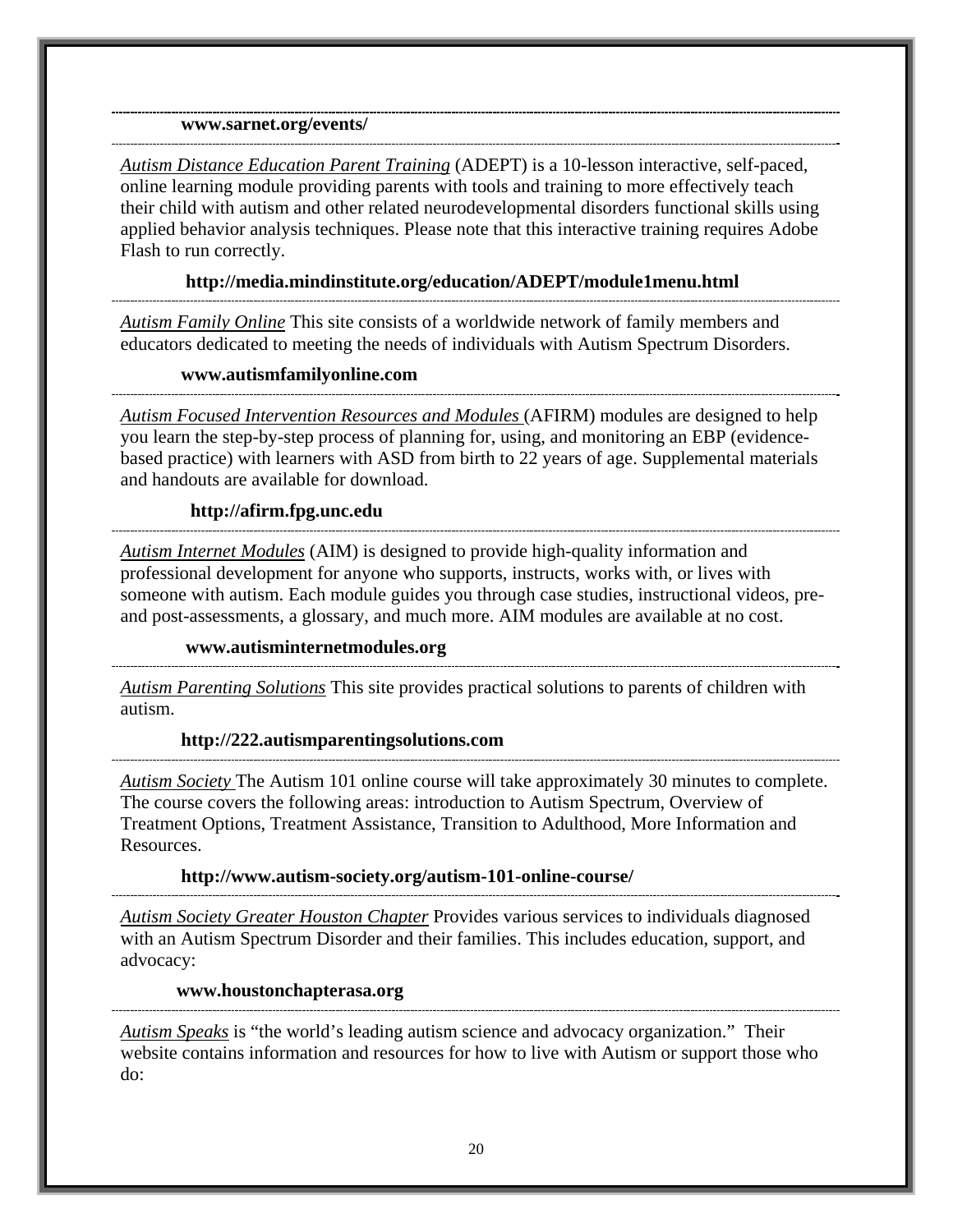**www.sarnet.org/events/**

---

*Autism Distance Education Parent Training* (ADEPT) is a 10-lesson interactive, self-paced, online learning module providing parents with tools and training to more effectively teach their child with autism and other related neurodevelopmental disorders functional skills using applied behavior analysis techniques. Please note that this interactive training requires Adobe Flash to run correctly.

**http://media.mindinstitute.org/education/ADEPT/module1menu.html**

---

*Autism Family Online* This site consists of a worldwide network of family members and educators dedicated to meeting the needs of individuals with Autism Spectrum Disorders.

**www.autismfamilyonline.com**

---

*Autism Focused Intervention Resources and Modules* (AFIRM) modules are designed to help you learn the step-by-step process of planning for, using, and monitoring an EBP (evidence-based practice) with learners with ASD from birth to 22 years of age. Supplemental materials and handouts are available for download.

**http://afirm.fpg.unc.edu**

---

*Autism Internet Modules* (AIM) is designed to provide high-quality information and professional development for anyone who supports, instructs, works with, or lives with someone with autism. Each module guides you through case studies, instructional videos, pre- and post-assessments, a glossary, and much more. AIM modules are available at no cost.

**www.autisminternetmodules.org**

---

*Autism Parenting Solutions* This site provides practical solutions to parents of children with autism.

**http://222.autismparentingsolutions.com**

---

*Autism Society* The Autism 101 online course will take approximately 30 minutes to complete. The course covers the following areas: introduction to Autism Spectrum, Overview of Treatment Options, Treatment Assistance, Transition to Adulthood, More Information and Resources.

**http://www.autism-society.org/autism-101-online-course/**

---

*Autism Society Greater Houston Chapter* Provides various services to individuals diagnosed with an Autism Spectrum Disorder and their families. This includes education, support, and advocacy:

**www.houstonchapterasa.org**

---

*Autism Speaks* is "the world's leading autism science and advocacy organization." Their website contains information and resources for how to live with Autism or support those who do: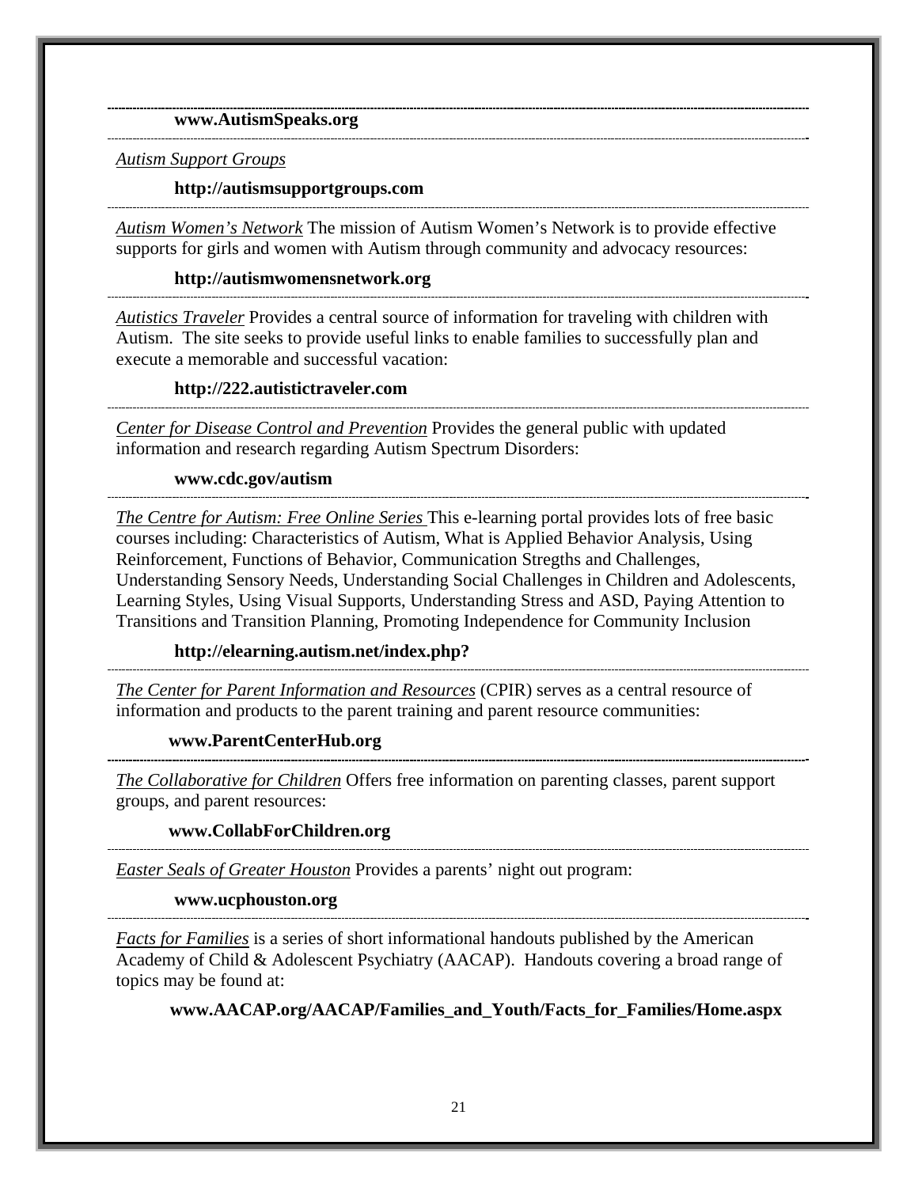**www.AutismSpeaks.org**

---

*Autism Support Groups*

**http://autismsupportgroups.com**

---

*Autism Women's Network* The mission of Autism Women's Network is to provide effective supports for girls and women with Autism through community and advocacy resources:

**http://autismwomensnetwork.org**

---

*Autistics Traveler* Provides a central source of information for traveling with children with Autism. The site seeks to provide useful links to enable families to successfully plan and execute a memorable and successful vacation:

**http://222.autistictraveler.com**

---

*Center for Disease Control and Prevention* Provides the general public with updated information and research regarding Autism Spectrum Disorders:

**www.cdc.gov/autism**

---

*The Centre for Autism: Free Online Series* This e-learning portal provides lots of free basic courses including: Characteristics of Autism, What is Applied Behavior Analysis, Using Reinforcement, Functions of Behavior, Communication Stregths and Challenges, Understanding Sensory Needs, Understanding Social Challenges in Children and Adolescents, Learning Styles, Using Visual Supports, Understanding Stress and ASD, Paying Attention to Transitions and Transition Planning, Promoting Independence for Community Inclusion

**http://elearning.autism.net/index.php?**

---

*The Center for Parent Information and Resources* (CPIR) serves as a central resource of information and products to the parent training and parent resource communities:

**www.ParentCenterHub.org**

---

*The Collaborative for Children* Offers free information on parenting classes, parent support groups, and parent resources:

**www.CollabForChildren.org**

---

*Easter Seals of Greater Houston* Provides a parents' night out program:

**www.ucphouston.org**

---

*Facts for Families* is a series of short informational handouts published by the American Academy of Child & Adolescent Psychiatry (AACAP). Handouts covering a broad range of topics may be found at:

**www.AACAP.org/AACAP/Families_and_Youth/Facts_for_Families/Home.aspx**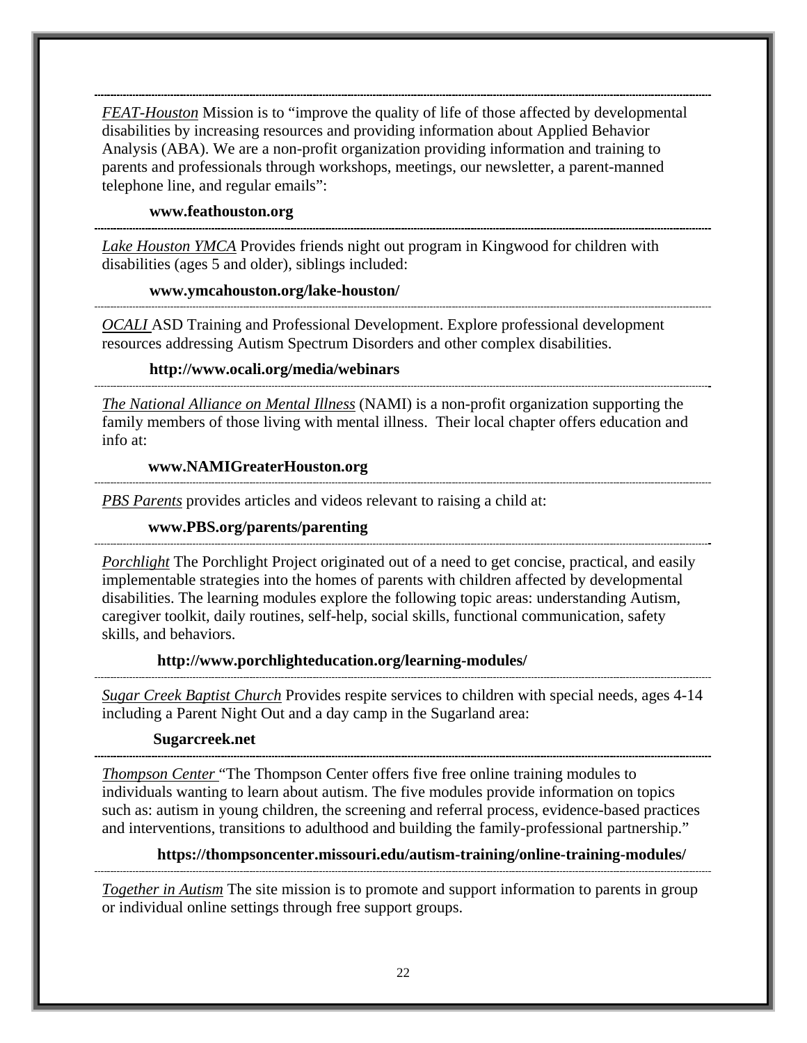---

*FEAT-Houston* Mission is to "improve the quality of life of those affected by developmental disabilities by increasing resources and providing information about Applied Behavior Analysis (ABA). We are a non-profit organization providing information and training to parents and professionals through workshops, meetings, our newsletter, a parent-manned telephone line, and regular emails":

**www.feathouston.org**

---

*Lake Houston YMCA* Provides friends night out program in Kingwood for children with disabilities (ages 5 and older), siblings included:

**www.ymcahouston.org/lake-houston/**

---

*OCALI* ASD Training and Professional Development. Explore professional development resources addressing Autism Spectrum Disorders and other complex disabilities.

**http://www.ocali.org/media/webinars**

---

*The National Alliance on Mental Illness* (NAMI) is a non-profit organization supporting the family members of those living with mental illness. Their local chapter offers education and info at:

**www.NAMIGreaterHouston.org**

---

*PBS Parents* provides articles and videos relevant to raising a child at:

**www.PBS.org/parents/parenting**

---

*Porchlight* The Porchlight Project originated out of a need to get concise, practical, and easily implementable strategies into the homes of parents with children affected by developmental disabilities. The learning modules explore the following topic areas: understanding Autism, caregiver toolkit, daily routines, self-help, social skills, functional communication, safety skills, and behaviors.

**http://www.porchlighteducation.org/learning-modules/**

---

*Sugar Creek Baptist Church* Provides respite services to children with special needs, ages 4-14 including a Parent Night Out and a day camp in the Sugarland area:

**Sugarcreek.net**

---

*Thompson Center* "The Thompson Center offers five free online training modules to individuals wanting to learn about autism. The five modules provide information on topics such as: autism in young children, the screening and referral process, evidence-based practices and interventions, transitions to adulthood and building the family-professional partnership."

**https://thompsoncenter.missouri.edu/autism-training/online-training-modules/**

---

*Together in Autism* The site mission is to promote and support information to parents in group or individual online settings through free support groups.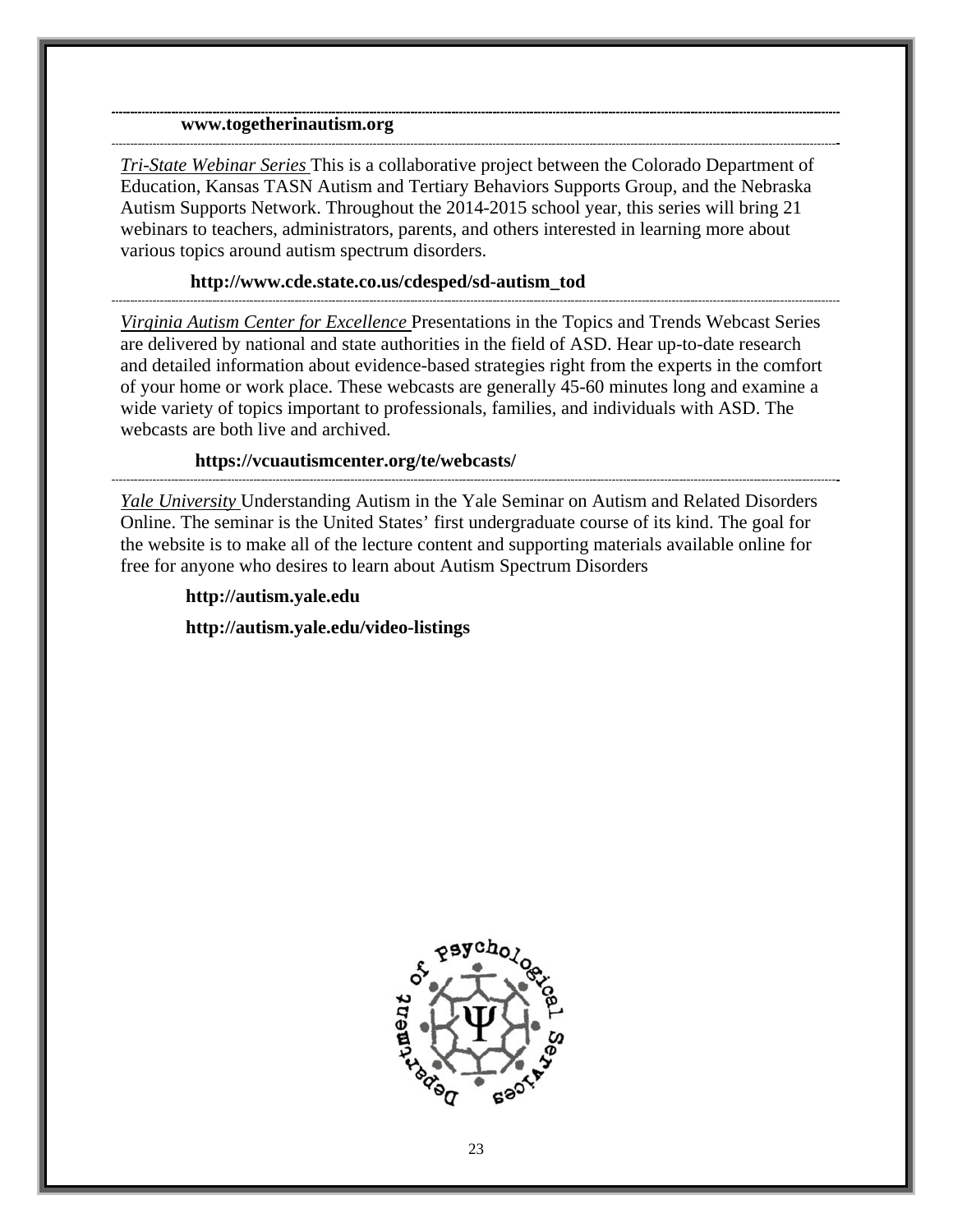**www.togetherinautism.org**

---

*Tri-State Webinar Series* This is a collaborative project between the Colorado Department of Education, Kansas TASN Autism and Tertiary Behaviors Supports Group, and the Nebraska Autism Supports Network. Throughout the 2014-2015 school year, this series will bring 21 webinars to teachers, administrators, parents, and others interested in learning more about various topics around autism spectrum disorders.

**http://www.cde.state.co.us/cdesped/sd-autism_tod**

---

*Virginia Autism Center for Excellence* Presentations in the Topics and Trends Webcast Series are delivered by national and state authorities in the field of ASD. Hear up-to-date research and detailed information about evidence-based strategies right from the experts in the comfort of your home or work place. These webcasts are generally 45-60 minutes long and examine a wide variety of topics important to professionals, families, and individuals with ASD. The webcasts are both live and archived.

**https://vcuautismcenter.org/te/webcasts/**

---

*Yale University* Understanding Autism in the Yale Seminar on Autism and Related Disorders Online. The seminar is the United States' first undergraduate course of its kind. The goal for the website is to make all of the lecture content and supporting materials available online for free for anyone who desires to learn about Autism Spectrum Disorders

**http://autism.yale.edu**

**http://autism.yale.edu/video-listings**

Department of Psychological Services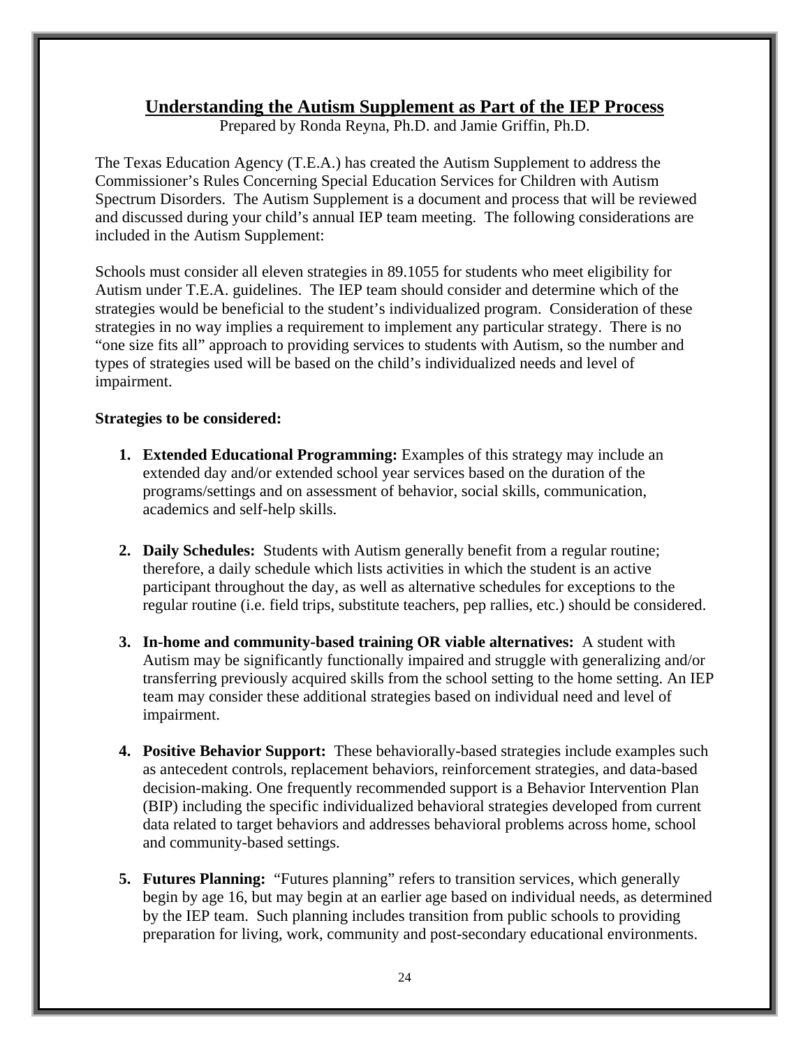## Understanding the Autism Supplement as Part of the IEP Process

Prepared by Ronda Reyna, Ph.D. and Jamie Griffin, Ph.D.

The Texas Education Agency (T.E.A.) has created the Autism Supplement to address the Commissioner's Rules Concerning Special Education Services for Children with Autism Spectrum Disorders. The Autism Supplement is a document and process that will be reviewed and discussed during your child's annual IEP team meeting. The following considerations are included in the Autism Supplement:

Schools must consider all eleven strategies in 89.1055 for students who meet eligibility for Autism under T.E.A. guidelines. The IEP team should consider and determine which of the strategies would be beneficial to the student's individualized program. Consideration of these strategies in no way implies a requirement to implement any particular strategy. There is no "one size fits all" approach to providing services to students with Autism, so the number and types of strategies used will be based on the child's individualized needs and level of impairment.

**Strategies to be considered:**

1. **Extended Educational Programming:** Examples of this strategy may include an extended day and/or extended school year services based on the duration of the programs/settings and on assessment of behavior, social skills, communication, academics and self-help skills.

2. **Daily Schedules:** Students with Autism generally benefit from a regular routine; therefore, a daily schedule which lists activities in which the student is an active participant throughout the day, as well as alternative schedules for exceptions to the regular routine (i.e. field trips, substitute teachers, pep rallies, etc.) should be considered.

3. **In-home and community-based training OR viable alternatives:** A student with Autism may be significantly functionally impaired and struggle with generalizing and/or transferring previously acquired skills from the school setting to the home setting. An IEP team may consider these additional strategies based on individual need and level of impairment.

4. **Positive Behavior Support:** These behaviorally-based strategies include examples such as antecedent controls, replacement behaviors, reinforcement strategies, and data-based decision-making. One frequently recommended support is a Behavior Intervention Plan (BIP) including the specific individualized behavioral strategies developed from current data related to target behaviors and addresses behavioral problems across home, school and community-based settings.

5. **Futures Planning:** "Futures planning" refers to transition services, which generally begin by age 16, but may begin at an earlier age based on individual needs, as determined by the IEP team. Such planning includes transition from public schools to providing preparation for living, work, community and post-secondary educational environments.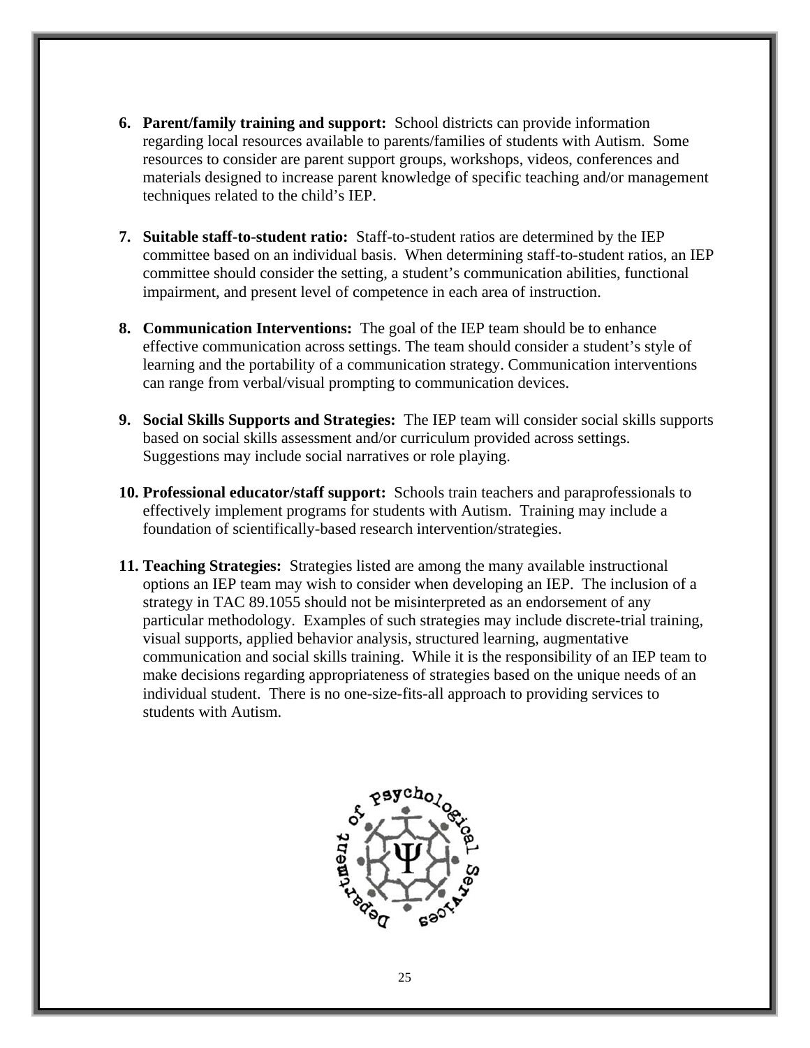6. **Parent/family training and support:** School districts can provide information regarding local resources available to parents/families of students with Autism. Some resources to consider are parent support groups, workshops, videos, conferences and materials designed to increase parent knowledge of specific teaching and/or management techniques related to the child's IEP.

7. **Suitable staff-to-student ratio:** Staff-to-student ratios are determined by the IEP committee based on an individual basis. When determining staff-to-student ratios, an IEP committee should consider the setting, a student's communication abilities, functional impairment, and present level of competence in each area of instruction.

8. **Communication Interventions:** The goal of the IEP team should be to enhance effective communication across settings. The team should consider a student's style of learning and the portability of a communication strategy. Communication interventions can range from verbal/visual prompting to communication devices.

9. **Social Skills Supports and Strategies:** The IEP team will consider social skills supports based on social skills assessment and/or curriculum provided across settings. Suggestions may include social narratives or role playing.

10. **Professional educator/staff support:** Schools train teachers and paraprofessionals to effectively implement programs for students with Autism. Training may include a foundation of scientifically-based research intervention/strategies.

11. **Teaching Strategies:** Strategies listed are among the many available instructional options an IEP team may wish to consider when developing an IEP. The inclusion of a strategy in TAC 89.1055 should not be misinterpreted as an endorsement of any particular methodology. Examples of such strategies may include discrete-trial training, visual supports, applied behavior analysis, structured learning, augmentative communication and social skills training. While it is the responsibility of an IEP team to make decisions regarding appropriateness of strategies based on the unique needs of an individual student. There is no one-size-fits-all approach to providing services to students with Autism.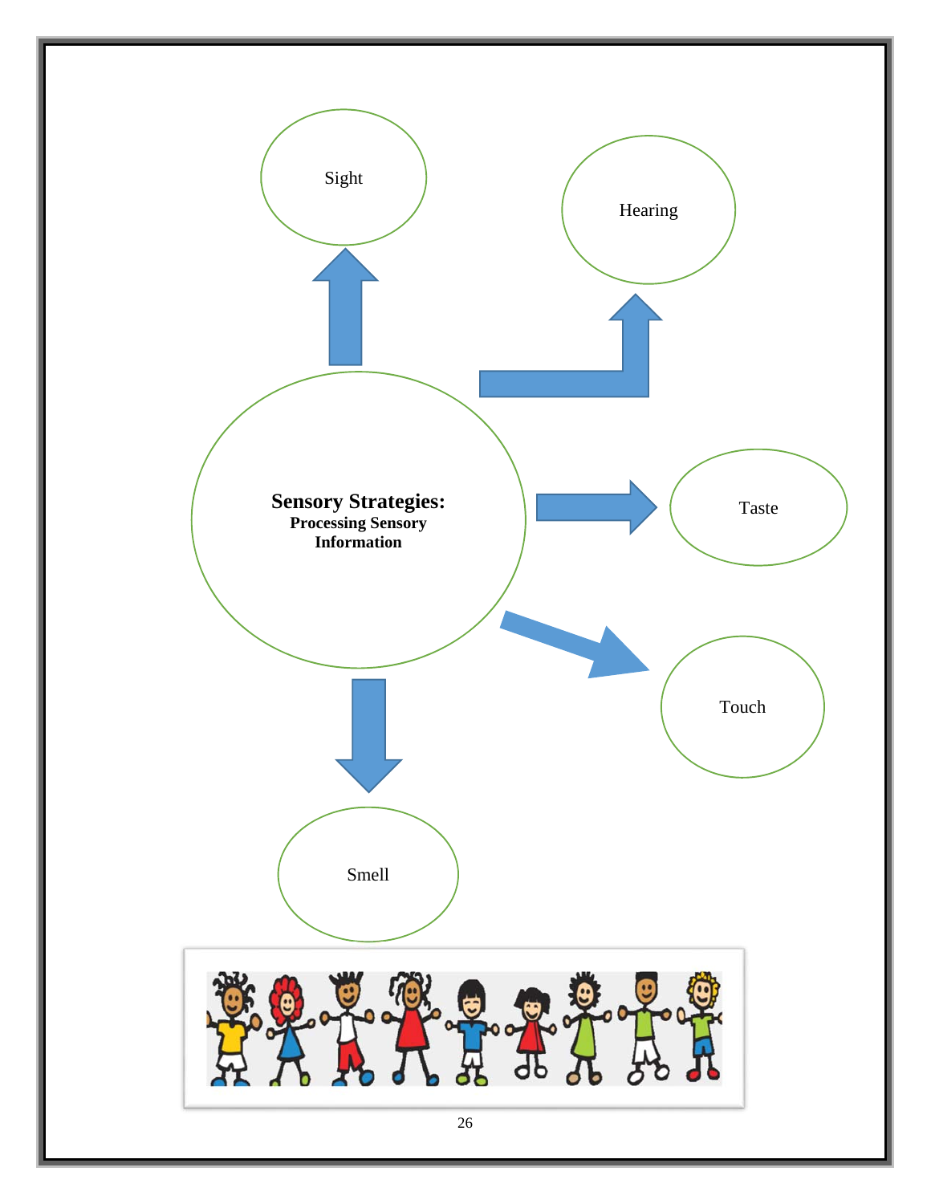**Sensory Strategies:**
**Processing Sensory Information**

Sight

Hearing

Taste

Touch

Smell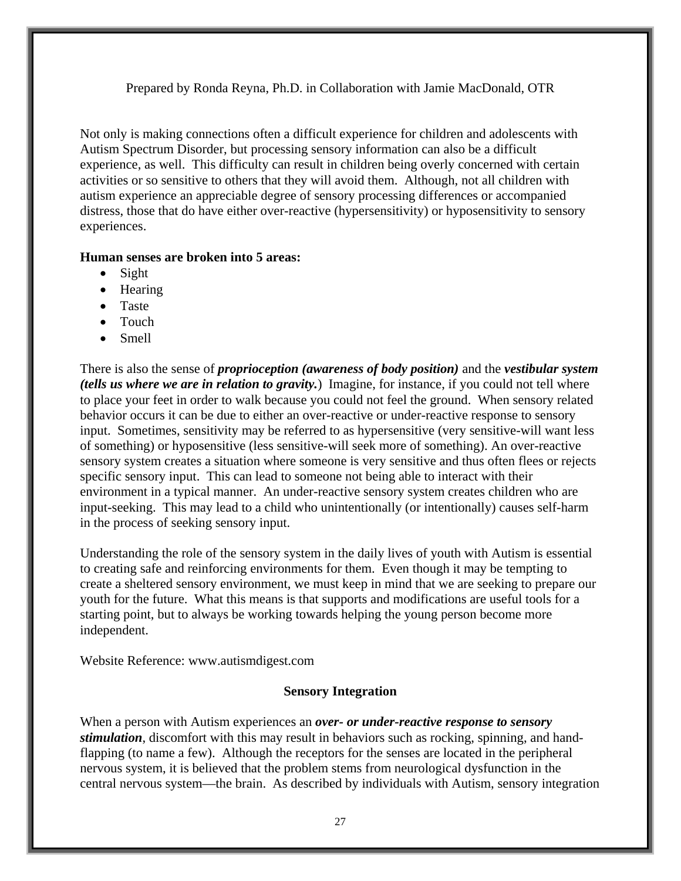Prepared by Ronda Reyna, Ph.D. in Collaboration with Jamie MacDonald, OTR

Not only is making connections often a difficult experience for children and adolescents with Autism Spectrum Disorder, but processing sensory information can also be a difficult experience, as well. This difficulty can result in children being overly concerned with certain activities or so sensitive to others that they will avoid them. Although, not all children with autism experience an appreciable degree of sensory processing differences or accompanied distress, those that do have either over-reactive (hypersensitivity) or hyposensitivity to sensory experiences.

**Human senses are broken into 5 areas:**

- Sight
- Hearing
- Taste
- Touch
- Smell

There is also the sense of ***proprioception (awareness of body position)*** and the ***vestibular system (tells us where we are in relation to gravity.***) Imagine, for instance, if you could not tell where to place your feet in order to walk because you could not feel the ground. When sensory related behavior occurs it can be due to either an over-reactive or under-reactive response to sensory input. Sometimes, sensitivity may be referred to as hypersensitive (very sensitive-will want less of something) or hyposensitive (less sensitive-will seek more of something). An over-reactive sensory system creates a situation where someone is very sensitive and thus often flees or rejects specific sensory input. This can lead to someone not being able to interact with their environment in a typical manner. An under-reactive sensory system creates children who are input-seeking. This may lead to a child who unintentionally (or intentionally) causes self-harm in the process of seeking sensory input.

Understanding the role of the sensory system in the daily lives of youth with Autism is essential to creating safe and reinforcing environments for them. Even though it may be tempting to create a sheltered sensory environment, we must keep in mind that we are seeking to prepare our youth for the future. What this means is that supports and modifications are useful tools for a starting point, but to always be working towards helping the young person become more independent.

Website Reference: www.autismdigest.com

## Sensory Integration

When a person with Autism experiences an ***over- or under-reactive response to sensory stimulation***, discomfort with this may result in behaviors such as rocking, spinning, and hand-flapping (to name a few). Although the receptors for the senses are located in the peripheral nervous system, it is believed that the problem stems from neurological dysfunction in the central nervous system—the brain. As described by individuals with Autism, sensory integration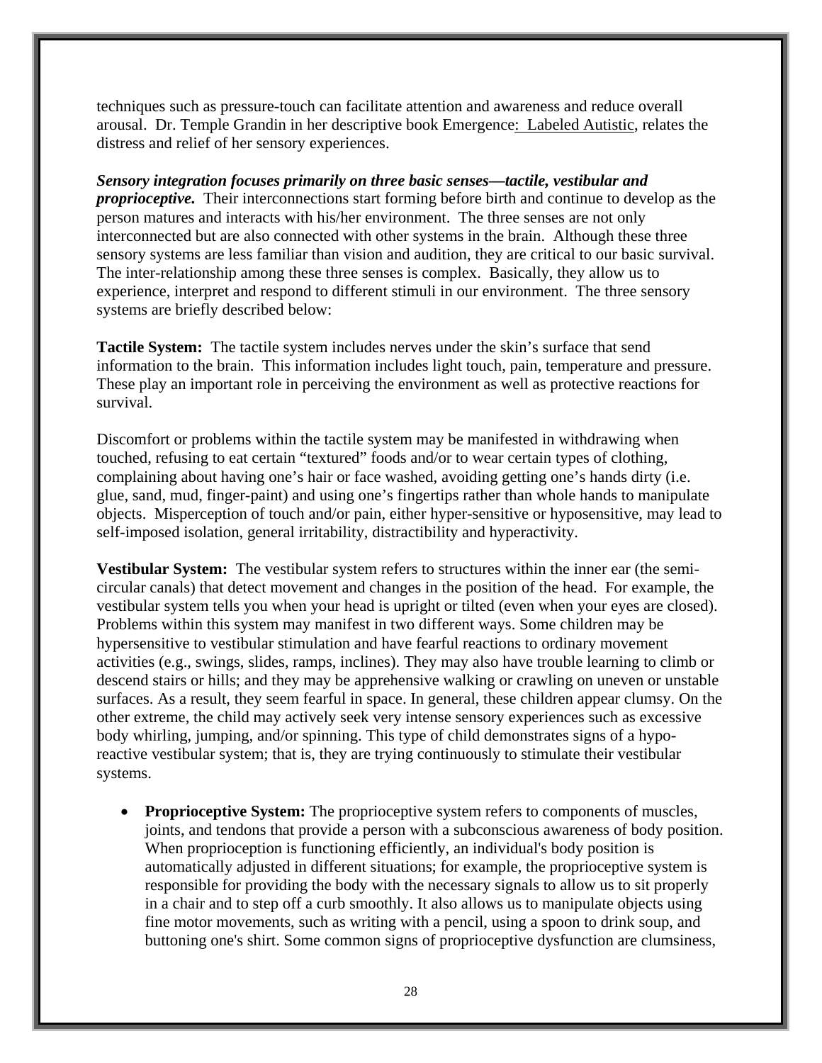techniques such as pressure-touch can facilitate attention and awareness and reduce overall arousal. Dr. Temple Grandin in her descriptive book Emergence: Labeled Autistic, relates the distress and relief of her sensory experiences.

***Sensory integration focuses primarily on three basic senses—tactile, vestibular and proprioceptive.*** Their interconnections start forming before birth and continue to develop as the person matures and interacts with his/her environment. The three senses are not only interconnected but are also connected with other systems in the brain. Although these three sensory systems are less familiar than vision and audition, they are critical to our basic survival. The inter-relationship among these three senses is complex. Basically, they allow us to experience, interpret and respond to different stimuli in our environment. The three sensory systems are briefly described below:

**Tactile System:** The tactile system includes nerves under the skin's surface that send information to the brain. This information includes light touch, pain, temperature and pressure. These play an important role in perceiving the environment as well as protective reactions for survival.

Discomfort or problems within the tactile system may be manifested in withdrawing when touched, refusing to eat certain "textured" foods and/or to wear certain types of clothing, complaining about having one's hair or face washed, avoiding getting one's hands dirty (i.e. glue, sand, mud, finger-paint) and using one's fingertips rather than whole hands to manipulate objects. Misperception of touch and/or pain, either hyper-sensitive or hyposensitive, may lead to self-imposed isolation, general irritability, distractibility and hyperactivity.

**Vestibular System:** The vestibular system refers to structures within the inner ear (the semi-circular canals) that detect movement and changes in the position of the head. For example, the vestibular system tells you when your head is upright or tilted (even when your eyes are closed). Problems within this system may manifest in two different ways. Some children may be hypersensitive to vestibular stimulation and have fearful reactions to ordinary movement activities (e.g., swings, slides, ramps, inclines). They may also have trouble learning to climb or descend stairs or hills; and they may be apprehensive walking or crawling on uneven or unstable surfaces. As a result, they seem fearful in space. In general, these children appear clumsy. On the other extreme, the child may actively seek very intense sensory experiences such as excessive body whirling, jumping, and/or spinning. This type of child demonstrates signs of a hypo-reactive vestibular system; that is, they are trying continuously to stimulate their vestibular systems.

- **Proprioceptive System:** The proprioceptive system refers to components of muscles, joints, and tendons that provide a person with a subconscious awareness of body position. When proprioception is functioning efficiently, an individual's body position is automatically adjusted in different situations; for example, the proprioceptive system is responsible for providing the body with the necessary signals to allow us to sit properly in a chair and to step off a curb smoothly. It also allows us to manipulate objects using fine motor movements, such as writing with a pencil, using a spoon to drink soup, and buttoning one's shirt. Some common signs of proprioceptive dysfunction are clumsiness,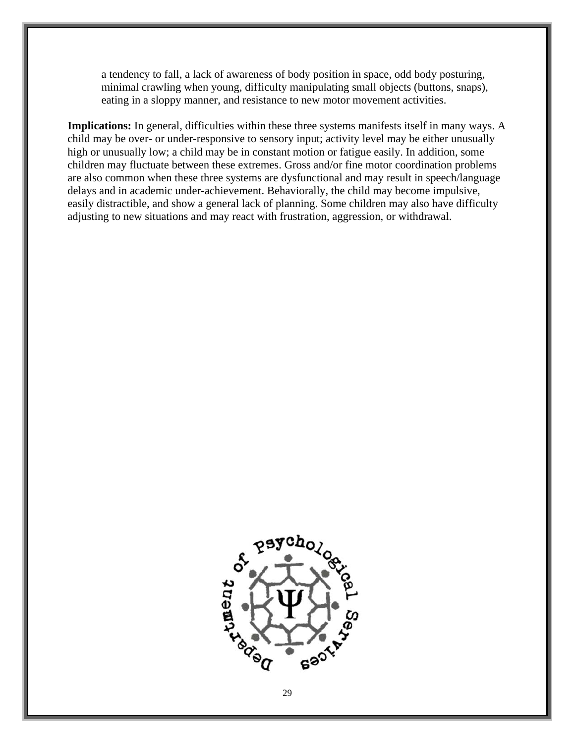a tendency to fall, a lack of awareness of body position in space, odd body posturing, minimal crawling when young, difficulty manipulating small objects (buttons, snaps), eating in a sloppy manner, and resistance to new motor movement activities.

**Implications:** In general, difficulties within these three systems manifests itself in many ways. A child may be over- or under-responsive to sensory input; activity level may be either unusually high or unusually low; a child may be in constant motion or fatigue easily. In addition, some children may fluctuate between these extremes. Gross and/or fine motor coordination problems are also common when these three systems are dysfunctional and may result in speech/language delays and in academic under-achievement. Behaviorally, the child may become impulsive, easily distractible, and show a general lack of planning. Some children may also have difficulty adjusting to new situations and may react with frustration, aggression, or withdrawal.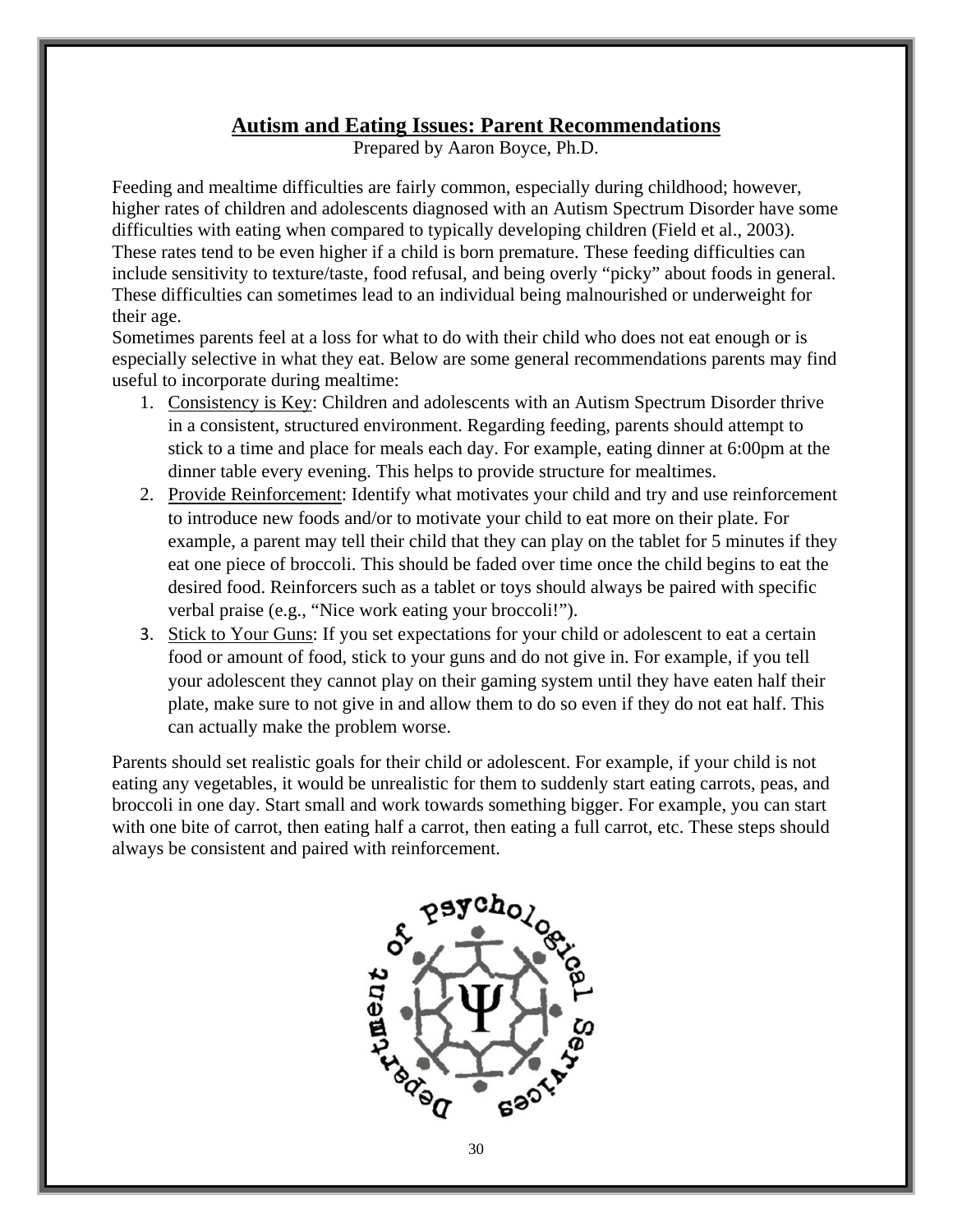# Autism and Eating Issues: Parent Recommendations

Prepared by Aaron Boyce, Ph.D.

Feeding and mealtime difficulties are fairly common, especially during childhood; however, higher rates of children and adolescents diagnosed with an Autism Spectrum Disorder have some difficulties with eating when compared to typically developing children (Field et al., 2003). These rates tend to be even higher if a child is born premature. These feeding difficulties can include sensitivity to texture/taste, food refusal, and being overly "picky" about foods in general. These difficulties can sometimes lead to an individual being malnourished or underweight for their age.

Sometimes parents feel at a loss for what to do with their child who does not eat enough or is especially selective in what they eat. Below are some general recommendations parents may find useful to incorporate during mealtime:

1. Consistency is Key: Children and adolescents with an Autism Spectrum Disorder thrive in a consistent, structured environment. Regarding feeding, parents should attempt to stick to a time and place for meals each day. For example, eating dinner at 6:00pm at the dinner table every evening. This helps to provide structure for mealtimes.
2. Provide Reinforcement: Identify what motivates your child and try and use reinforcement to introduce new foods and/or to motivate your child to eat more on their plate. For example, a parent may tell their child that they can play on the tablet for 5 minutes if they eat one piece of broccoli. This should be faded over time once the child begins to eat the desired food. Reinforcers such as a tablet or toys should always be paired with specific verbal praise (e.g., "Nice work eating your broccoli!").
3. Stick to Your Guns: If you set expectations for your child or adolescent to eat a certain food or amount of food, stick to your guns and do not give in. For example, if you tell your adolescent they cannot play on their gaming system until they have eaten half their plate, make sure to not give in and allow them to do so even if they do not eat half. This can actually make the problem worse.

Parents should set realistic goals for their child or adolescent. For example, if your child is not eating any vegetables, it would be unrealistic for them to suddenly start eating carrots, peas, and broccoli in one day. Start small and work towards something bigger. For example, you can start with one bite of carrot, then eating half a carrot, then eating a full carrot, etc. These steps should always be consistent and paired with reinforcement.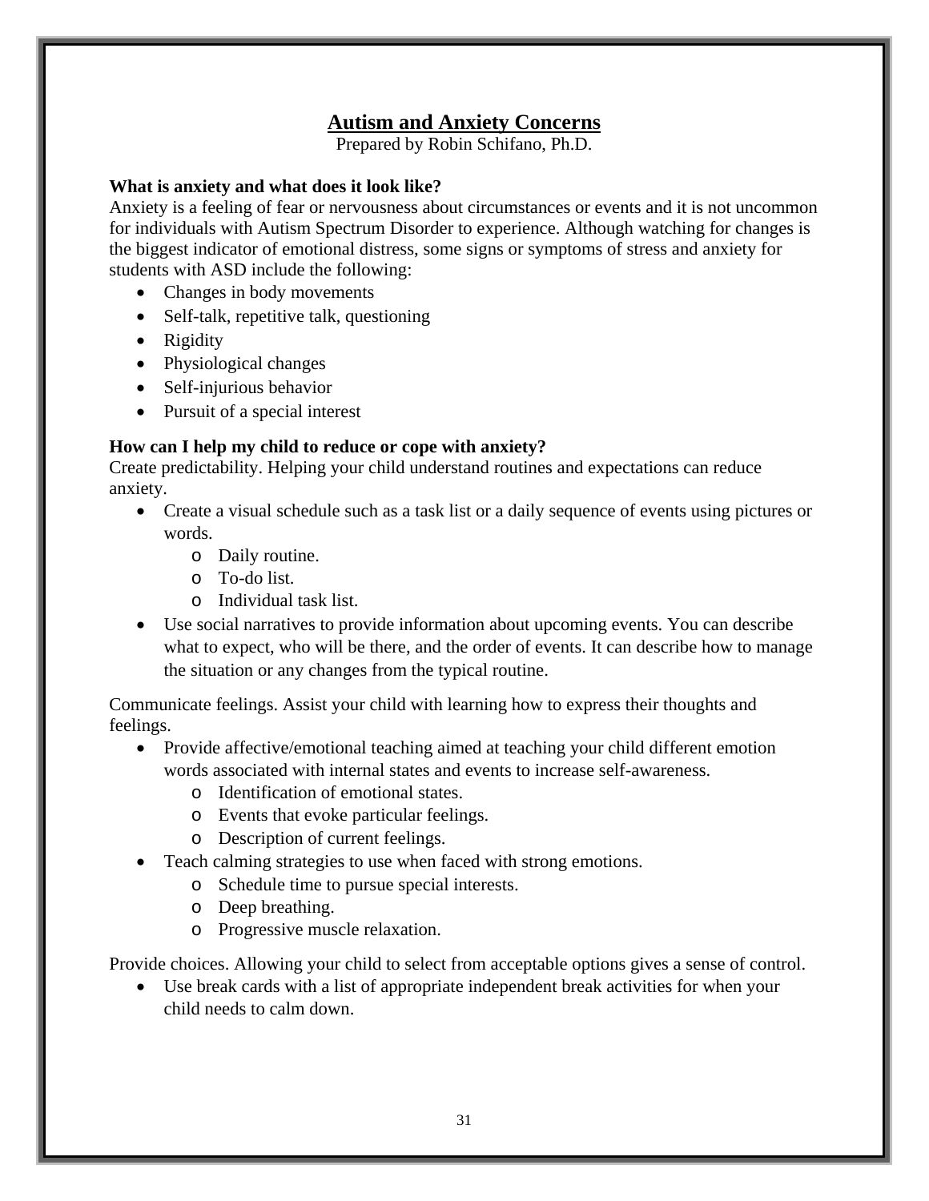# Autism and Anxiety Concerns

Prepared by Robin Schifano, Ph.D.

**What is anxiety and what does it look like?**

Anxiety is a feeling of fear or nervousness about circumstances or events and it is not uncommon for individuals with Autism Spectrum Disorder to experience. Although watching for changes is the biggest indicator of emotional distress, some signs or symptoms of stress and anxiety for students with ASD include the following:

- Changes in body movements
- Self-talk, repetitive talk, questioning
- Rigidity
- Physiological changes
- Self-injurious behavior
- Pursuit of a special interest

**How can I help my child to reduce or cope with anxiety?**

Create predictability. Helping your child understand routines and expectations can reduce anxiety.

- Create a visual schedule such as a task list or a daily sequence of events using pictures or words.
  - Daily routine.
  - To-do list.
  - Individual task list.
- Use social narratives to provide information about upcoming events. You can describe what to expect, who will be there, and the order of events. It can describe how to manage the situation or any changes from the typical routine.

Communicate feelings. Assist your child with learning how to express their thoughts and feelings.

- Provide affective/emotional teaching aimed at teaching your child different emotion words associated with internal states and events to increase self-awareness.
  - Identification of emotional states.
  - Events that evoke particular feelings.
  - Description of current feelings.
- Teach calming strategies to use when faced with strong emotions.
  - Schedule time to pursue special interests.
  - Deep breathing.
  - Progressive muscle relaxation.

Provide choices. Allowing your child to select from acceptable options gives a sense of control.

- Use break cards with a list of appropriate independent break activities for when your child needs to calm down.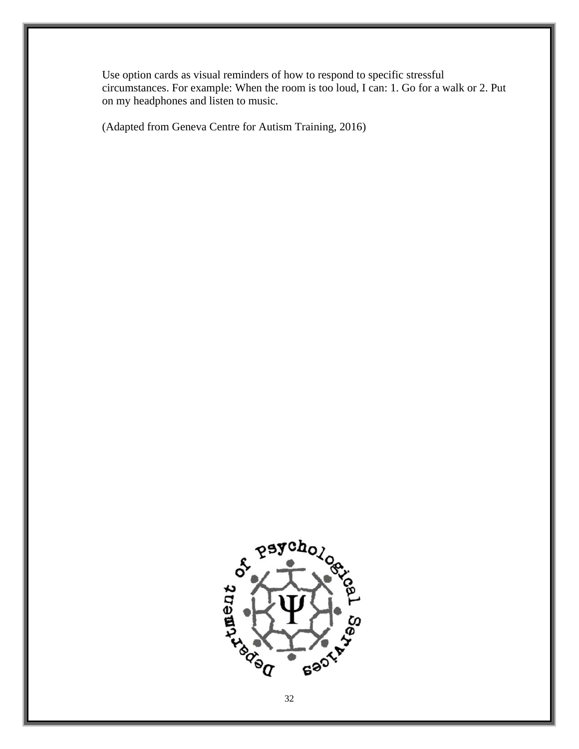Use option cards as visual reminders of how to respond to specific stressful circumstances. For example: When the room is too loud, I can: 1. Go for a walk or 2. Put on my headphones and listen to music.

(Adapted from Geneva Centre for Autism Training, 2016)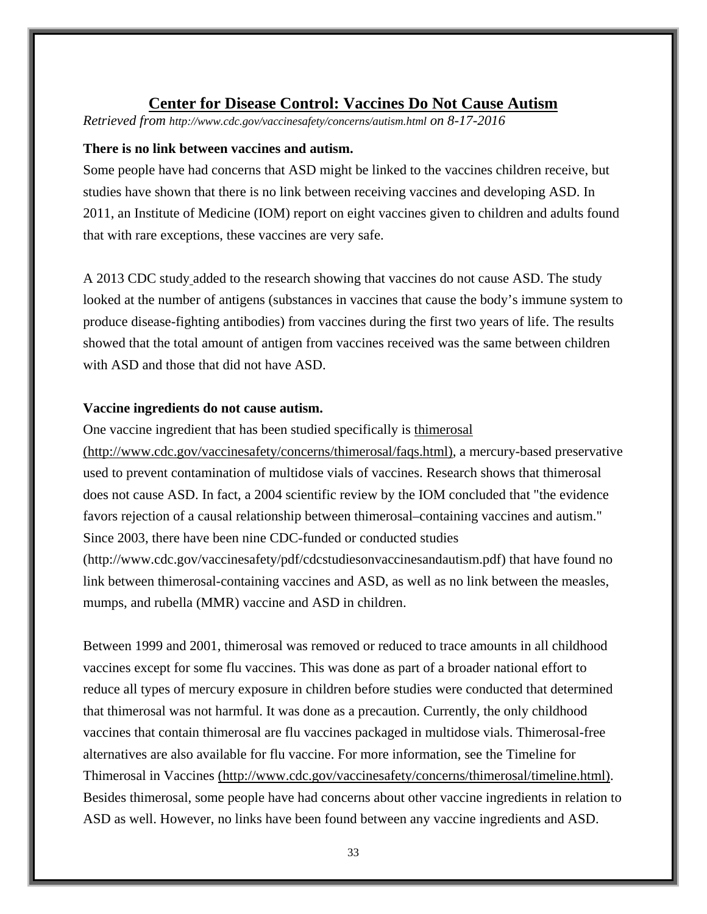## Center for Disease Control: Vaccines Do Not Cause Autism

*Retrieved from http://www.cdc.gov/vaccinesafety/concerns/autism.html on 8-17-2016*

**There is no link between vaccines and autism.**

Some people have had concerns that ASD might be linked to the vaccines children receive, but studies have shown that there is no link between receiving vaccines and developing ASD. In 2011, an Institute of Medicine (IOM) report on eight vaccines given to children and adults found that with rare exceptions, these vaccines are very safe.

A 2013 CDC study added to the research showing that vaccines do not cause ASD. The study looked at the number of antigens (substances in vaccines that cause the body's immune system to produce disease-fighting antibodies) from vaccines during the first two years of life. The results showed that the total amount of antigen from vaccines received was the same between children with ASD and those that did not have ASD.

**Vaccine ingredients do not cause autism.**

One vaccine ingredient that has been studied specifically is thimerosal (http://www.cdc.gov/vaccinesafety/concerns/thimerosal/faqs.html), a mercury-based preservative used to prevent contamination of multidose vials of vaccines. Research shows that thimerosal does not cause ASD. In fact, a 2004 scientific review by the IOM concluded that "the evidence favors rejection of a causal relationship between thimerosal–containing vaccines and autism." Since 2003, there have been nine CDC-funded or conducted studies (http://www.cdc.gov/vaccinesafety/pdf/cdcstudiesonvaccinesandautism.pdf) that have found no link between thimerosal-containing vaccines and ASD, as well as no link between the measles, mumps, and rubella (MMR) vaccine and ASD in children.

Between 1999 and 2001, thimerosal was removed or reduced to trace amounts in all childhood vaccines except for some flu vaccines. This was done as part of a broader national effort to reduce all types of mercury exposure in children before studies were conducted that determined that thimerosal was not harmful. It was done as a precaution. Currently, the only childhood vaccines that contain thimerosal are flu vaccines packaged in multidose vials. Thimerosal-free alternatives are also available for flu vaccine. For more information, see the Timeline for Thimerosal in Vaccines (http://www.cdc.gov/vaccinesafety/concerns/thimerosal/timeline.html). Besides thimerosal, some people have had concerns about other vaccine ingredients in relation to ASD as well. However, no links have been found between any vaccine ingredients and ASD.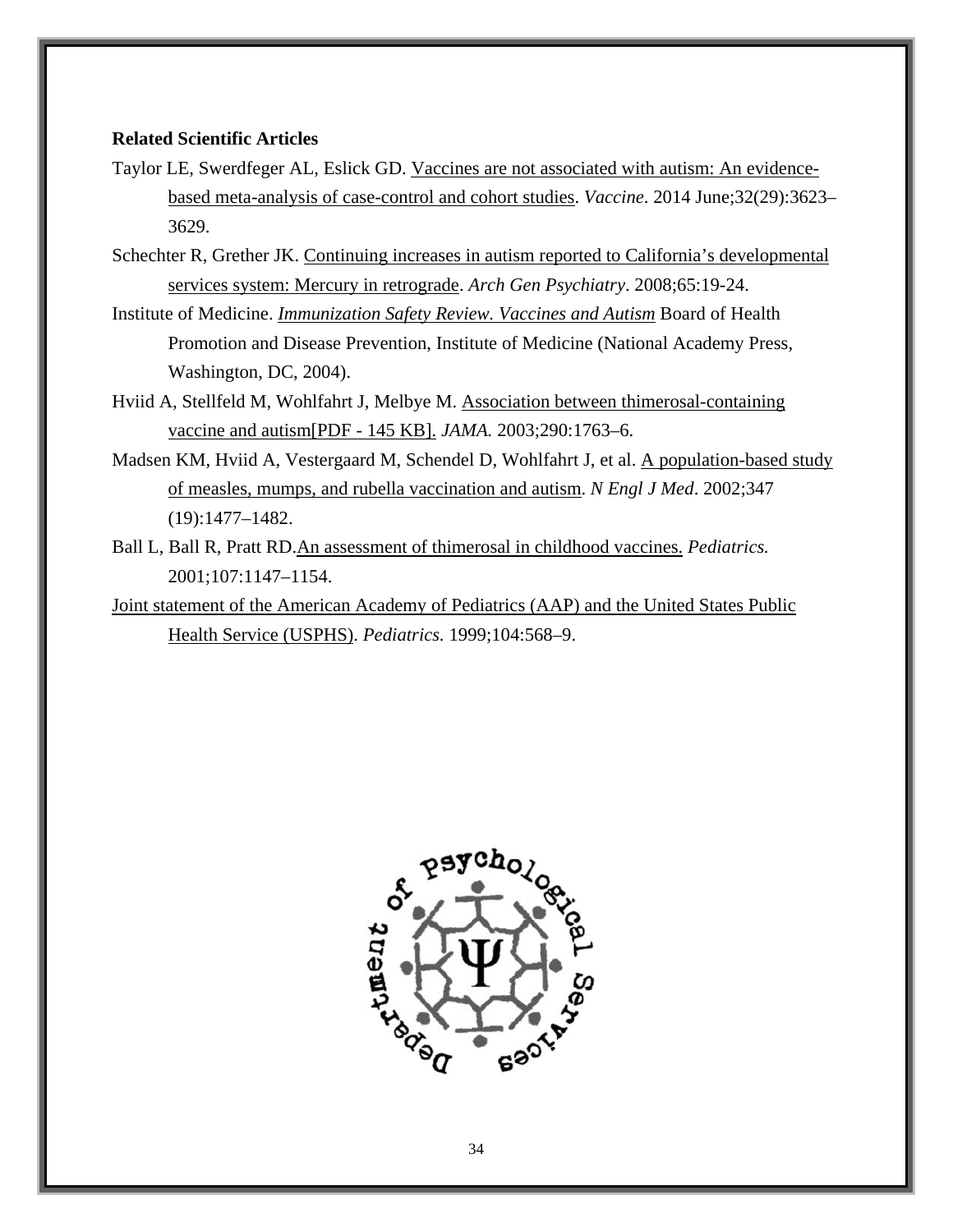**Related Scientific Articles**

Taylor LE, Swerdfeger AL, Eslick GD. Vaccines are not associated with autism: An evidence-based meta-analysis of case-control and cohort studies. *Vaccine*. 2014 June;32(29):3623–3629.

Schechter R, Grether JK. Continuing increases in autism reported to California's developmental services system: Mercury in retrograde. *Arch Gen Psychiatry*. 2008;65:19-24.

Institute of Medicine. *Immunization Safety Review. Vaccines and Autism* Board of Health Promotion and Disease Prevention, Institute of Medicine (National Academy Press, Washington, DC, 2004).

Hviid A, Stellfeld M, Wohlfahrt J, Melbye M. Association between thimerosal-containing vaccine and autism[PDF - 145 KB]. *JAMA.* 2003;290:1763–6.

Madsen KM, Hviid A, Vestergaard M, Schendel D, Wohlfahrt J, et al. A population-based study of measles, mumps, and rubella vaccination and autism. *N Engl J Med*. 2002;347 (19):1477–1482.

Ball L, Ball R, Pratt RD.An assessment of thimerosal in childhood vaccines. *Pediatrics.* 2001;107:1147–1154.

Joint statement of the American Academy of Pediatrics (AAP) and the United States Public Health Service (USPHS). *Pediatrics.* 1999;104:568–9.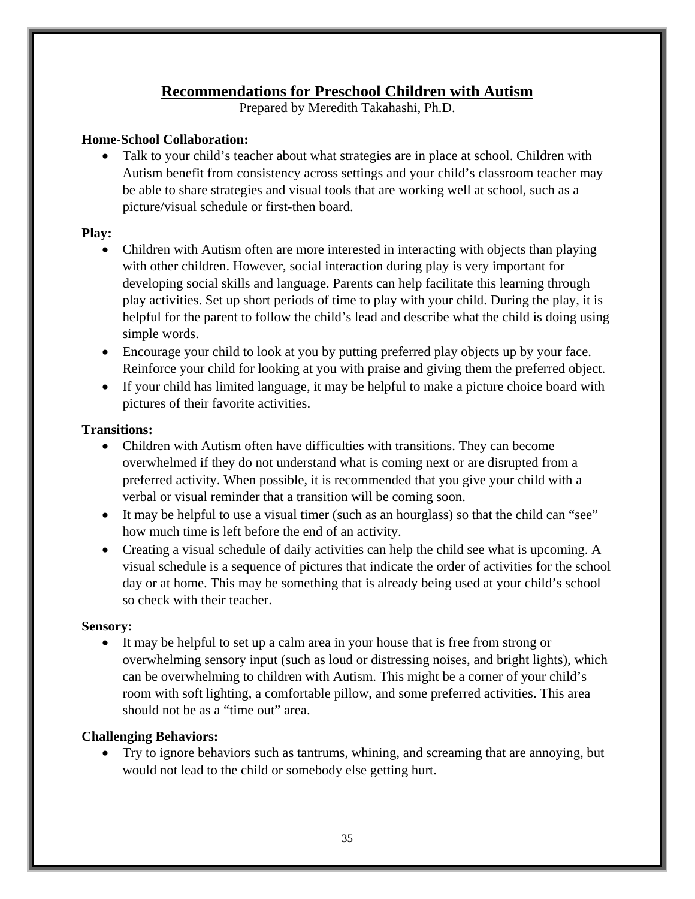# Recommendations for Preschool Children with Autism

Prepared by Meredith Takahashi, Ph.D.

**Home-School Collaboration:**

- Talk to your child's teacher about what strategies are in place at school. Children with Autism benefit from consistency across settings and your child's classroom teacher may be able to share strategies and visual tools that are working well at school, such as a picture/visual schedule or first-then board.

**Play:**

- Children with Autism often are more interested in interacting with objects than playing with other children. However, social interaction during play is very important for developing social skills and language. Parents can help facilitate this learning through play activities. Set up short periods of time to play with your child. During the play, it is helpful for the parent to follow the child's lead and describe what the child is doing using simple words.
- Encourage your child to look at you by putting preferred play objects up by your face. Reinforce your child for looking at you with praise and giving them the preferred object.
- If your child has limited language, it may be helpful to make a picture choice board with pictures of their favorite activities.

**Transitions:**

- Children with Autism often have difficulties with transitions. They can become overwhelmed if they do not understand what is coming next or are disrupted from a preferred activity. When possible, it is recommended that you give your child with a verbal or visual reminder that a transition will be coming soon.
- It may be helpful to use a visual timer (such as an hourglass) so that the child can "see" how much time is left before the end of an activity.
- Creating a visual schedule of daily activities can help the child see what is upcoming. A visual schedule is a sequence of pictures that indicate the order of activities for the school day or at home. This may be something that is already being used at your child's school so check with their teacher.

**Sensory:**

- It may be helpful to set up a calm area in your house that is free from strong or overwhelming sensory input (such as loud or distressing noises, and bright lights), which can be overwhelming to children with Autism. This might be a corner of your child's room with soft lighting, a comfortable pillow, and some preferred activities. This area should not be as a "time out" area.

**Challenging Behaviors:**

- Try to ignore behaviors such as tantrums, whining, and screaming that are annoying, but would not lead to the child or somebody else getting hurt.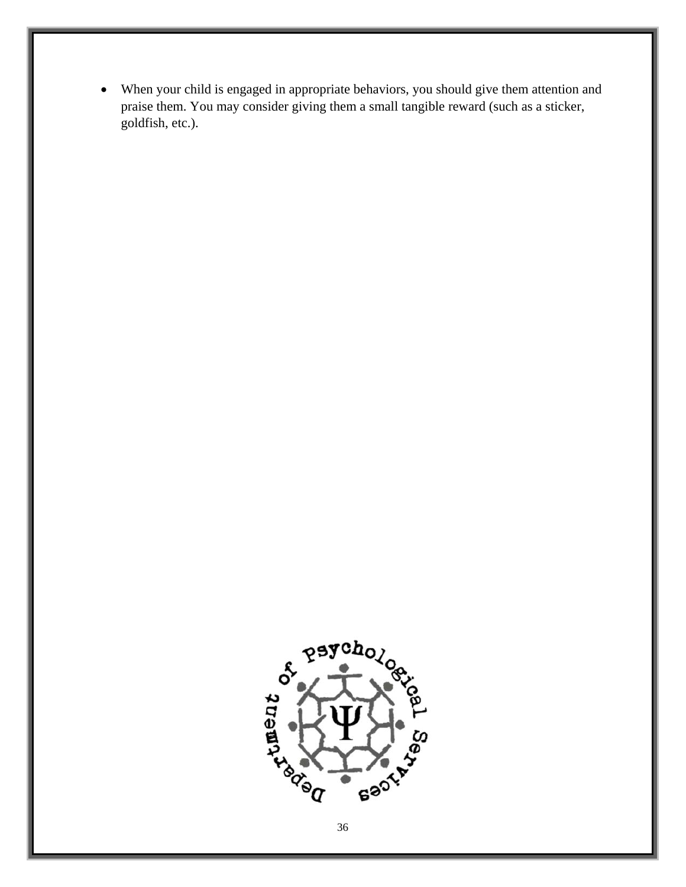- When your child is engaged in appropriate behaviors, you should give them attention and praise them. You may consider giving them a small tangible reward (such as a sticker, goldfish, etc.).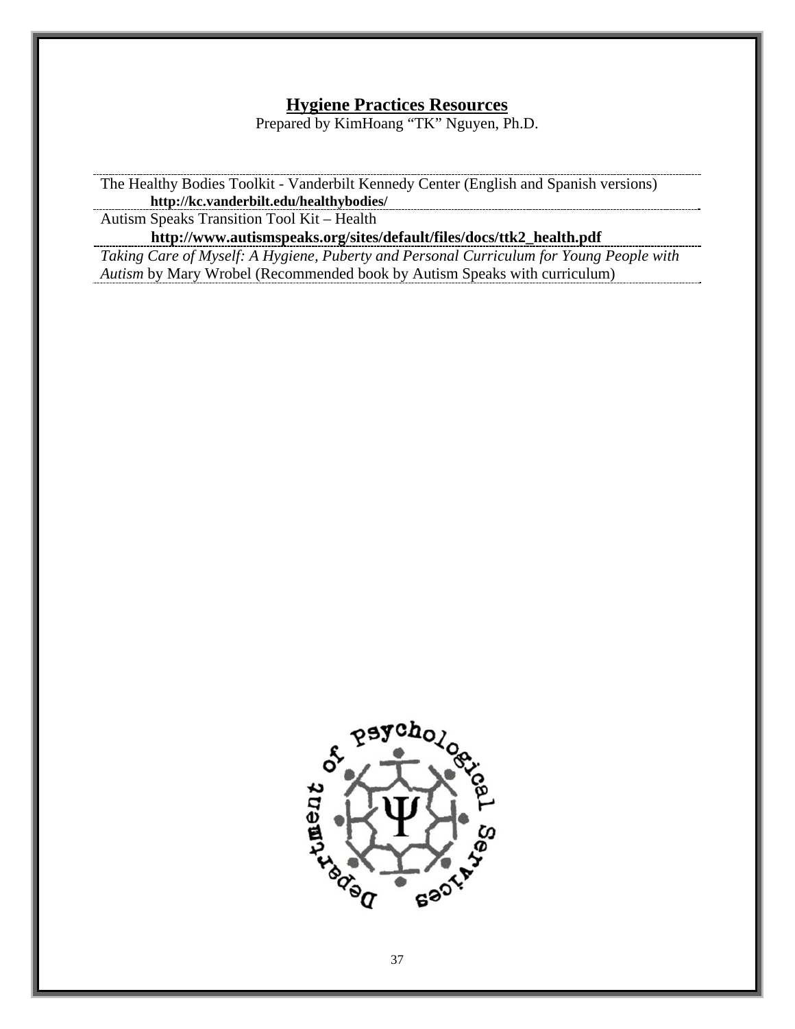## **Hygiene Practices Resources**

Prepared by KimHoang "TK" Nguyen, Ph.D.

The Healthy Bodies Toolkit - Vanderbilt Kennedy Center (English and Spanish versions)
**http://kc.vanderbilt.edu/healthybodies/**

Autism Speaks Transition Tool Kit – Health
**http://www.autismspeaks.org/sites/default/files/docs/ttk2_health.pdf**

*Taking Care of Myself: A Hygiene, Puberty and Personal Curriculum for Young People with Autism* by Mary Wrobel (Recommended book by Autism Speaks with curriculum)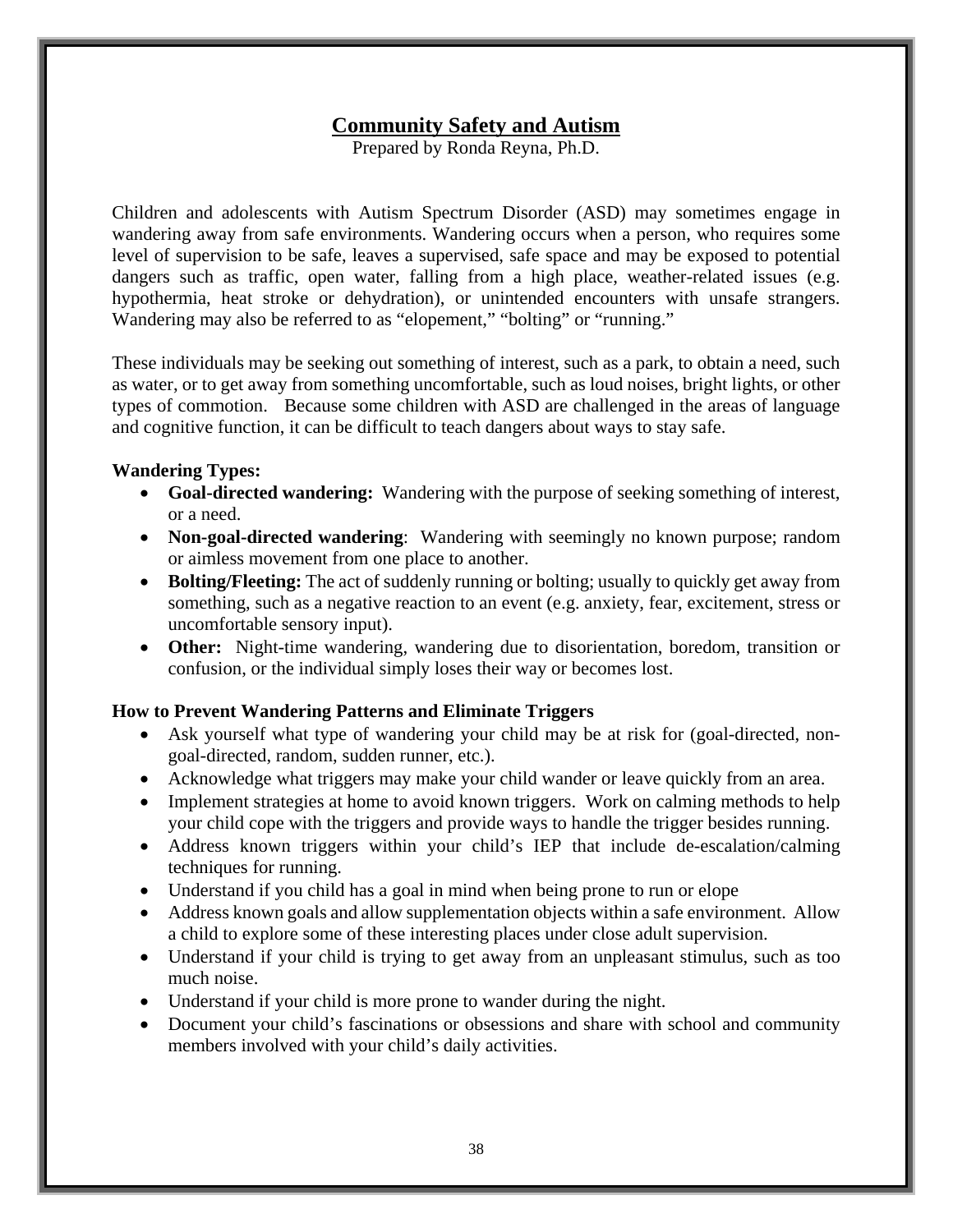# Community Safety and Autism

Prepared by Ronda Reyna, Ph.D.

Children and adolescents with Autism Spectrum Disorder (ASD) may sometimes engage in wandering away from safe environments. Wandering occurs when a person, who requires some level of supervision to be safe, leaves a supervised, safe space and may be exposed to potential dangers such as traffic, open water, falling from a high place, weather-related issues (e.g. hypothermia, heat stroke or dehydration), or unintended encounters with unsafe strangers. Wandering may also be referred to as "elopement," "bolting" or "running."

These individuals may be seeking out something of interest, such as a park, to obtain a need, such as water, or to get away from something uncomfortable, such as loud noises, bright lights, or other types of commotion. Because some children with ASD are challenged in the areas of language and cognitive function, it can be difficult to teach dangers about ways to stay safe.

**Wandering Types:**

- **Goal-directed wandering:** Wandering with the purpose of seeking something of interest, or a need.
- **Non-goal-directed wandering**: Wandering with seemingly no known purpose; random or aimless movement from one place to another.
- **Bolting/Fleeting:** The act of suddenly running or bolting; usually to quickly get away from something, such as a negative reaction to an event (e.g. anxiety, fear, excitement, stress or uncomfortable sensory input).
- **Other:** Night-time wandering, wandering due to disorientation, boredom, transition or confusion, or the individual simply loses their way or becomes lost.

**How to Prevent Wandering Patterns and Eliminate Triggers**

- Ask yourself what type of wandering your child may be at risk for (goal-directed, non-goal-directed, random, sudden runner, etc.).
- Acknowledge what triggers may make your child wander or leave quickly from an area.
- Implement strategies at home to avoid known triggers. Work on calming methods to help your child cope with the triggers and provide ways to handle the trigger besides running.
- Address known triggers within your child's IEP that include de-escalation/calming techniques for running.
- Understand if you child has a goal in mind when being prone to run or elope
- Address known goals and allow supplementation objects within a safe environment. Allow a child to explore some of these interesting places under close adult supervision.
- Understand if your child is trying to get away from an unpleasant stimulus, such as too much noise.
- Understand if your child is more prone to wander during the night.
- Document your child's fascinations or obsessions and share with school and community members involved with your child's daily activities.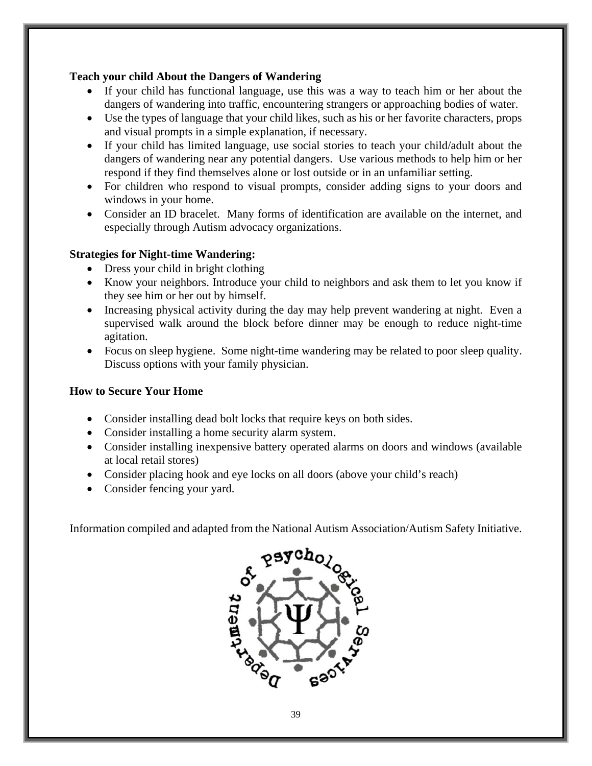**Teach your child About the Dangers of Wandering**

- If your child has functional language, use this was a way to teach him or her about the dangers of wandering into traffic, encountering strangers or approaching bodies of water.
- Use the types of language that your child likes, such as his or her favorite characters, props and visual prompts in a simple explanation, if necessary.
- If your child has limited language, use social stories to teach your child/adult about the dangers of wandering near any potential dangers. Use various methods to help him or her respond if they find themselves alone or lost outside or in an unfamiliar setting.
- For children who respond to visual prompts, consider adding signs to your doors and windows in your home.
- Consider an ID bracelet. Many forms of identification are available on the internet, and especially through Autism advocacy organizations.

**Strategies for Night-time Wandering:**

- Dress your child in bright clothing
- Know your neighbors. Introduce your child to neighbors and ask them to let you know if they see him or her out by himself.
- Increasing physical activity during the day may help prevent wandering at night. Even a supervised walk around the block before dinner may be enough to reduce night-time agitation.
- Focus on sleep hygiene. Some night-time wandering may be related to poor sleep quality. Discuss options with your family physician.

**How to Secure Your Home**

- Consider installing dead bolt locks that require keys on both sides.
- Consider installing a home security alarm system.
- Consider installing inexpensive battery operated alarms on doors and windows (available at local retail stores)
- Consider placing hook and eye locks on all doors (above your child's reach)
- Consider fencing your yard.

Information compiled and adapted from the National Autism Association/Autism Safety Initiative.

Department of Psychological Services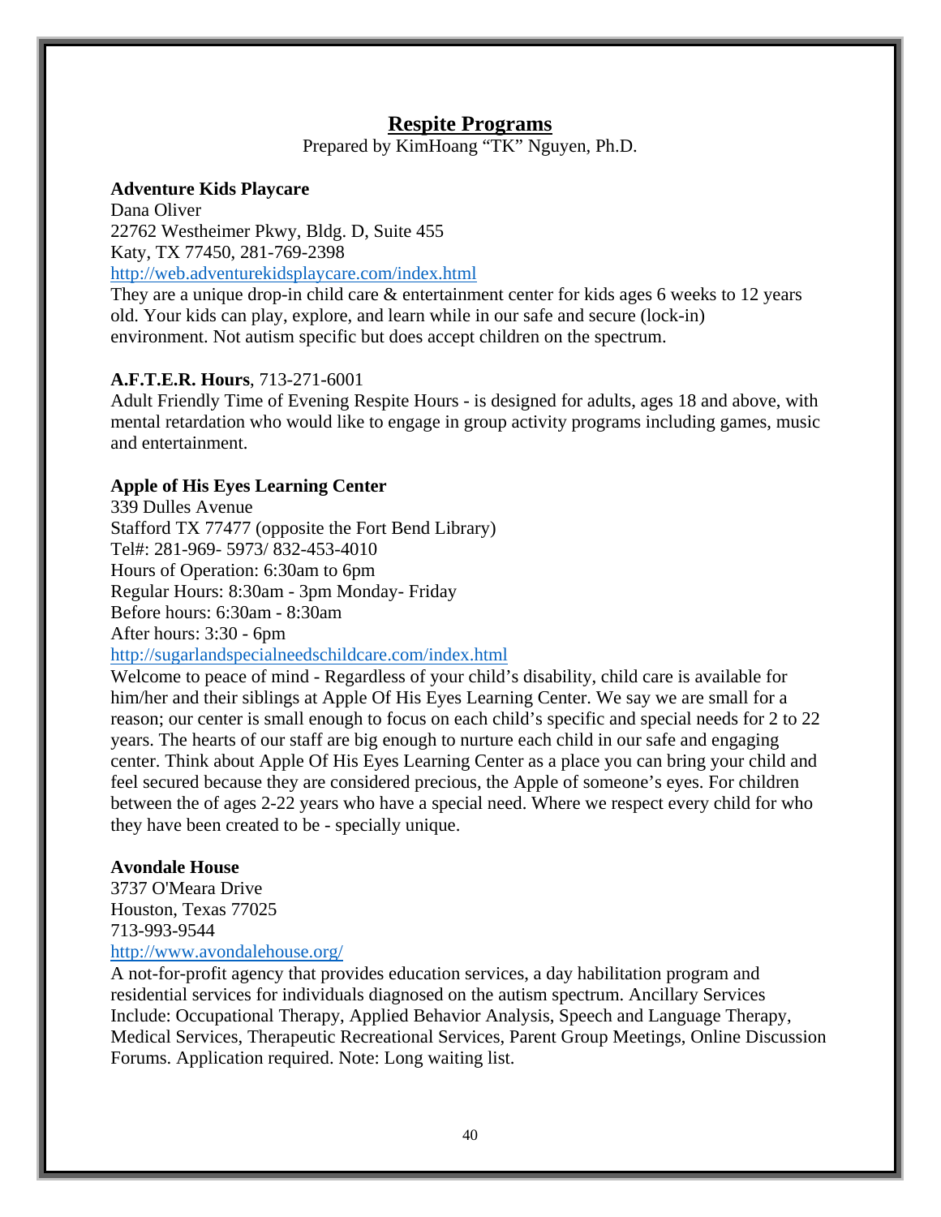# Respite Programs

Prepared by KimHoang "TK" Nguyen, Ph.D.

**Adventure Kids Playcare**
Dana Oliver
22762 Westheimer Pkwy, Bldg. D, Suite 455
Katy, TX 77450, 281-769-2398
http://web.adventurekidsplaycare.com/index.html
They are a unique drop-in child care & entertainment center for kids ages 6 weeks to 12 years old. Your kids can play, explore, and learn while in our safe and secure (lock-in) environment. Not autism specific but does accept children on the spectrum.

**A.F.T.E.R. Hours**, 713-271-6001
Adult Friendly Time of Evening Respite Hours - is designed for adults, ages 18 and above, with mental retardation who would like to engage in group activity programs including games, music and entertainment.

**Apple of His Eyes Learning Center**
339 Dulles Avenue
Stafford TX 77477 (opposite the Fort Bend Library)
Tel#: 281-969- 5973/ 832-453-4010
Hours of Operation: 6:30am to 6pm
Regular Hours: 8:30am - 3pm Monday- Friday
Before hours: 6:30am - 8:30am
After hours: 3:30 - 6pm
http://sugarlandspecialneedschildcare.com/index.html
Welcome to peace of mind - Regardless of your child's disability, child care is available for him/her and their siblings at Apple Of His Eyes Learning Center. We say we are small for a reason; our center is small enough to focus on each child's specific and special needs for 2 to 22 years. The hearts of our staff are big enough to nurture each child in our safe and engaging center. Think about Apple Of His Eyes Learning Center as a place you can bring your child and feel secured because they are considered precious, the Apple of someone's eyes. For children between the of ages 2-22 years who have a special need. Where we respect every child for who they have been created to be - specially unique.

**Avondale House**
3737 O'Meara Drive
Houston, Texas 77025
713-993-9544
http://www.avondalehouse.org/
A not-for-profit agency that provides education services, a day habilitation program and residential services for individuals diagnosed on the autism spectrum. Ancillary Services Include: Occupational Therapy, Applied Behavior Analysis, Speech and Language Therapy, Medical Services, Therapeutic Recreational Services, Parent Group Meetings, Online Discussion Forums. Application required. Note: Long waiting list.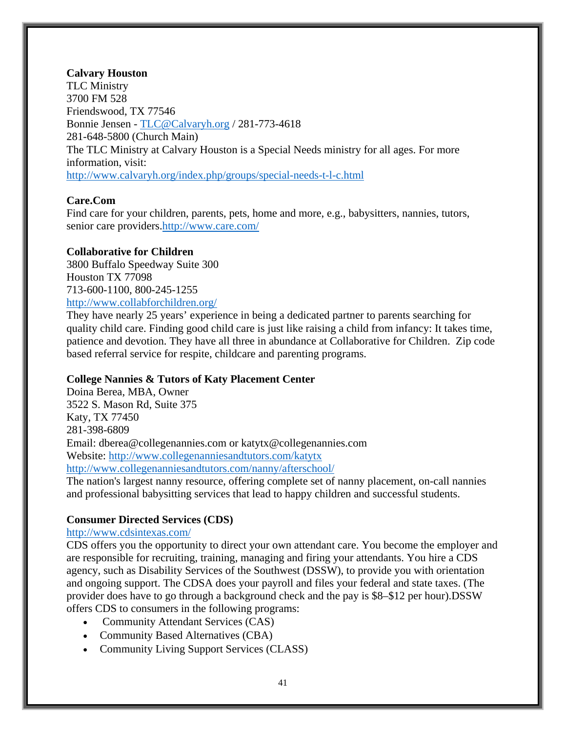**Calvary Houston**
TLC Ministry
3700 FM 528
Friendswood, TX 77546
Bonnie Jensen - TLC@Calvaryh.org / 281-773-4618
281-648-5800 (Church Main)
The TLC Ministry at Calvary Houston is a Special Needs ministry for all ages. For more information, visit:
http://www.calvaryh.org/index.php/groups/special-needs-t-l-c.html

**Care.Com**
Find care for your children, parents, pets, home and more, e.g., babysitters, nannies, tutors, senior care providers.http://www.care.com/

**Collaborative for Children**
3800 Buffalo Speedway Suite 300
Houston TX 77098
713-600-1100, 800-245-1255
http://www.collabforchildren.org/
They have nearly 25 years' experience in being a dedicated partner to parents searching for quality child care. Finding good child care is just like raising a child from infancy: It takes time, patience and devotion. They have all three in abundance at Collaborative for Children. Zip code based referral service for respite, childcare and parenting programs.

**College Nannies & Tutors of Katy Placement Center**
Doina Berea, MBA, Owner
3522 S. Mason Rd, Suite 375
Katy, TX 77450
281-398-6809
Email: dberea@collegenannies.com or katytx@collegenannies.com
Website: http://www.collegenanniesandtutors.com/katytx
http://www.collegenanniesandtutors.com/nanny/afterschool/
The nation's largest nanny resource, offering complete set of nanny placement, on-call nannies and professional babysitting services that lead to happy children and successful students.

**Consumer Directed Services (CDS)**
http://www.cdsintexas.com/
CDS offers you the opportunity to direct your own attendant care. You become the employer and are responsible for recruiting, training, managing and firing your attendants. You hire a CDS agency, such as Disability Services of the Southwest (DSSW), to provide you with orientation and ongoing support. The CDSA does your payroll and files your federal and state taxes. (The provider does have to go through a background check and the pay is $8–$12 per hour).DSSW offers CDS to consumers in the following programs:

- Community Attendant Services (CAS)
- Community Based Alternatives (CBA)
- Community Living Support Services (CLASS)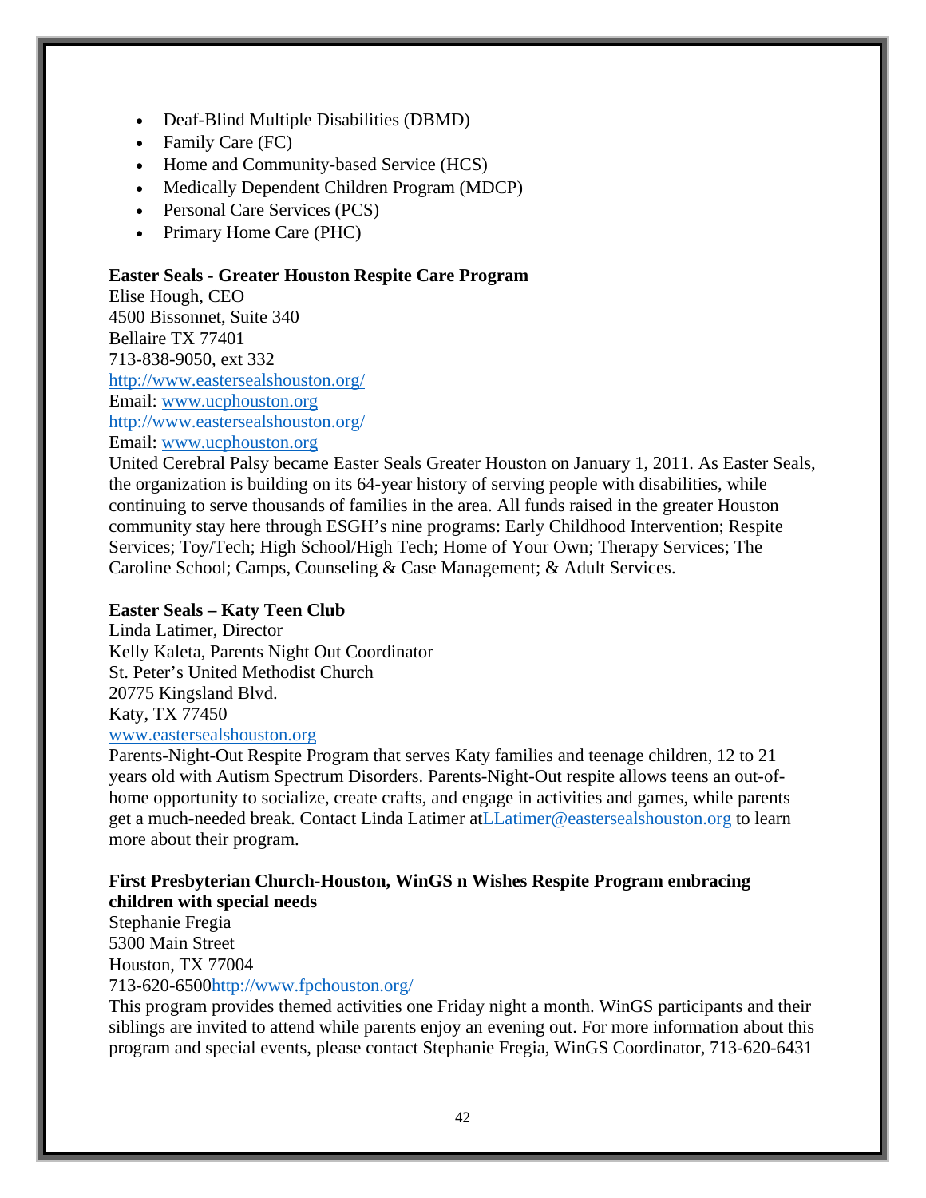- Deaf-Blind Multiple Disabilities (DBMD)
- Family Care (FC)
- Home and Community-based Service (HCS)
- Medically Dependent Children Program (MDCP)
- Personal Care Services (PCS)
- Primary Home Care (PHC)

**Easter Seals - Greater Houston Respite Care Program**
Elise Hough, CEO
4500 Bissonnet, Suite 340
Bellaire TX 77401
713-838-9050, ext 332
http://www.eastersealshouston.org/
Email: www.ucphouston.org
http://www.eastersealshouston.org/
Email: www.ucphouston.org
United Cerebral Palsy became Easter Seals Greater Houston on January 1, 2011. As Easter Seals, the organization is building on its 64-year history of serving people with disabilities, while continuing to serve thousands of families in the area. All funds raised in the greater Houston community stay here through ESGH's nine programs: Early Childhood Intervention; Respite Services; Toy/Tech; High School/High Tech; Home of Your Own; Therapy Services; The Caroline School; Camps, Counseling & Case Management; & Adult Services.

**Easter Seals – Katy Teen Club**
Linda Latimer, Director
Kelly Kaleta, Parents Night Out Coordinator
St. Peter's United Methodist Church
20775 Kingsland Blvd.
Katy, TX 77450
www.eastersealshouston.org
Parents-Night-Out Respite Program that serves Katy families and teenage children, 12 to 21 years old with Autism Spectrum Disorders. Parents-Night-Out respite allows teens an out-of-home opportunity to socialize, create crafts, and engage in activities and games, while parents get a much-needed break. Contact Linda Latimer atLLatimer@eastersealshouston.org to learn more about their program.

**First Presbyterian Church-Houston, WinGS n Wishes Respite Program embracing children with special needs**
Stephanie Fregia
5300 Main Street
Houston, TX 77004
713-620-6500http://www.fpchouston.org/
This program provides themed activities one Friday night a month. WinGS participants and their siblings are invited to attend while parents enjoy an evening out. For more information about this program and special events, please contact Stephanie Fregia, WinGS Coordinator, 713-620-6431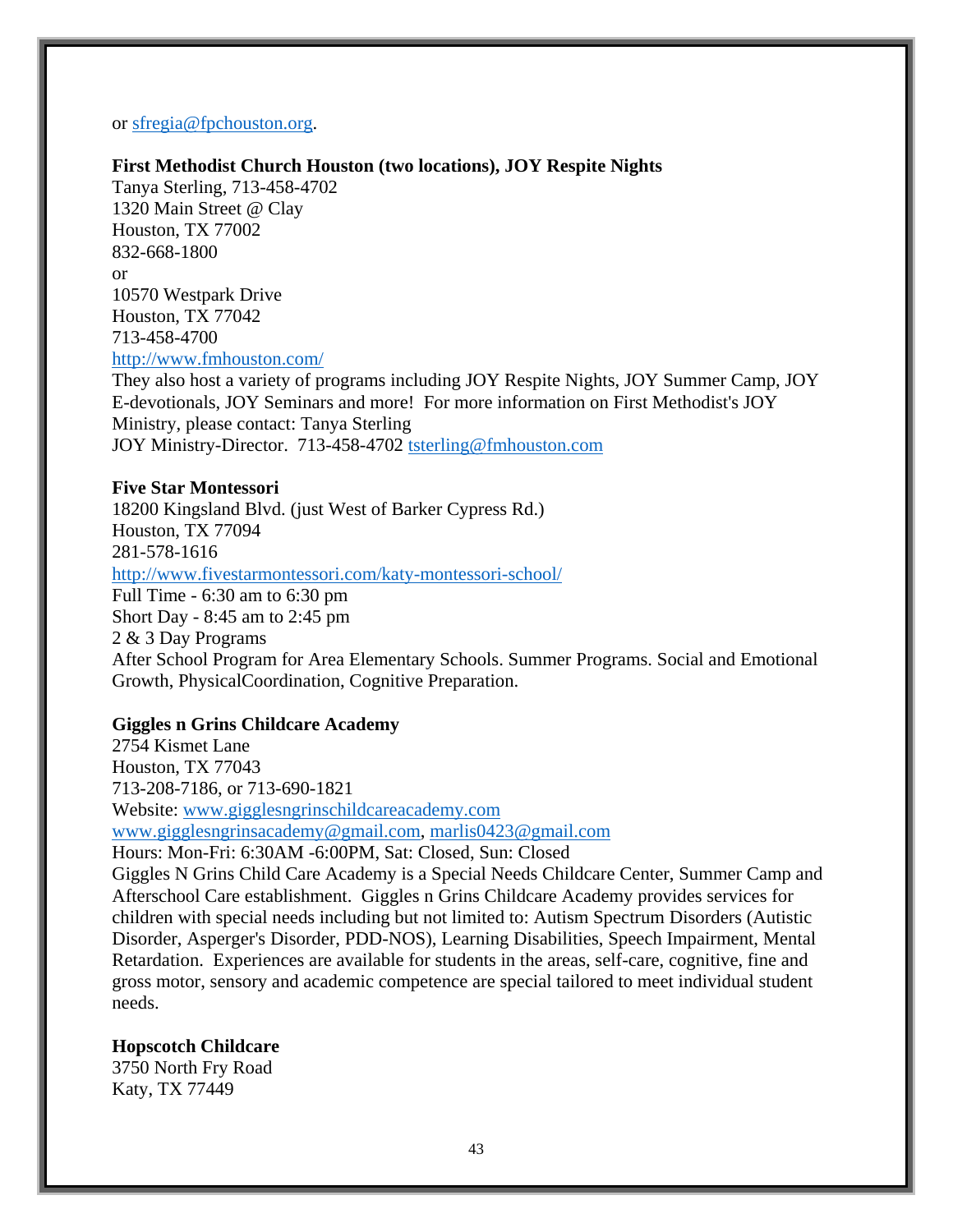or sfregia@fpchouston.org.

**First Methodist Church Houston (two locations), JOY Respite Nights**
Tanya Sterling, 713-458-4702
1320 Main Street @ Clay
Houston, TX 77002
832-668-1800
or
10570 Westpark Drive
Houston, TX 77042
713-458-4700
http://www.fmhouston.com/
They also host a variety of programs including JOY Respite Nights, JOY Summer Camp, JOY E-devotionals, JOY Seminars and more! For more information on First Methodist's JOY Ministry, please contact: Tanya Sterling
JOY Ministry-Director. 713-458-4702 tsterling@fmhouston.com

**Five Star Montessori**
18200 Kingsland Blvd. (just West of Barker Cypress Rd.)
Houston, TX 77094
281-578-1616
http://www.fivestarmontessori.com/katy-montessori-school/
Full Time - 6:30 am to 6:30 pm
Short Day - 8:45 am to 2:45 pm
2 & 3 Day Programs
After School Program for Area Elementary Schools. Summer Programs. Social and Emotional Growth, PhysicalCoordination, Cognitive Preparation.

**Giggles n Grins Childcare Academy**
2754 Kismet Lane
Houston, TX 77043
713-208-7186, or 713-690-1821
Website: www.gigglesngrinschildcareacademy.com
www.gigglesngrinsacademy@gmail.com, marlis0423@gmail.com
Hours: Mon-Fri: 6:30AM -6:00PM, Sat: Closed, Sun: Closed
Giggles N Grins Child Care Academy is a Special Needs Childcare Center, Summer Camp and Afterschool Care establishment. Giggles n Grins Childcare Academy provides services for children with special needs including but not limited to: Autism Spectrum Disorders (Autistic Disorder, Asperger's Disorder, PDD-NOS), Learning Disabilities, Speech Impairment, Mental Retardation. Experiences are available for students in the areas, self-care, cognitive, fine and gross motor, sensory and academic competence are special tailored to meet individual student needs.

**Hopscotch Childcare**
3750 North Fry Road
Katy, TX 77449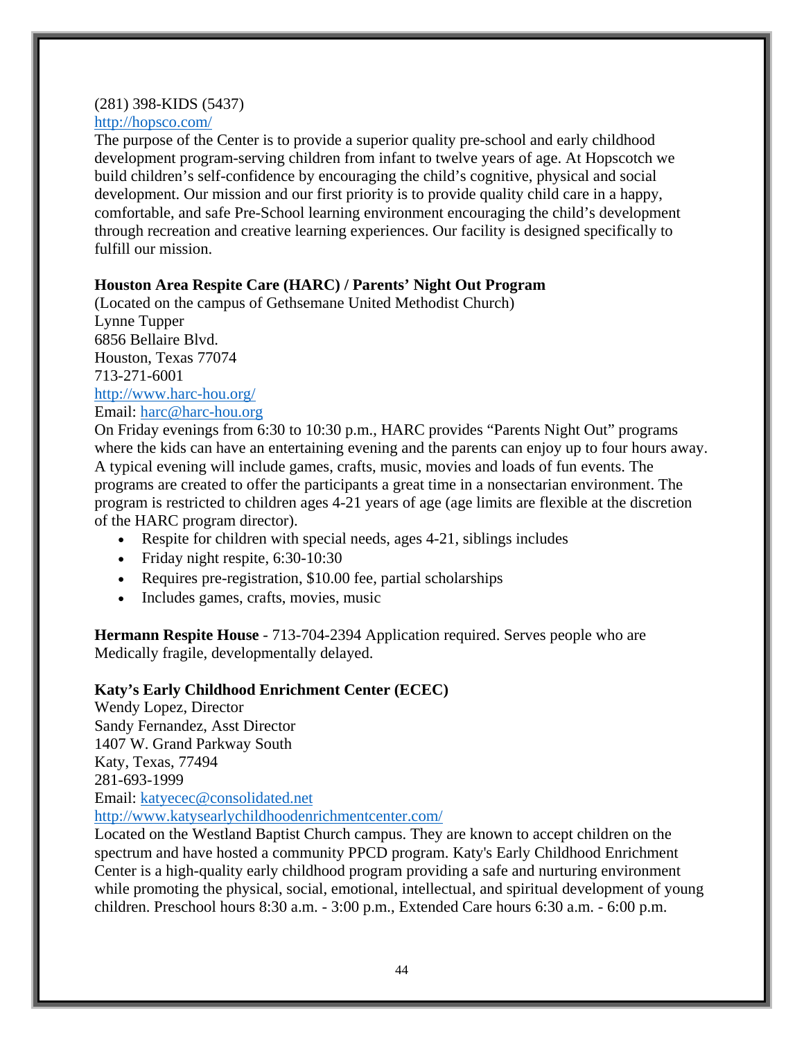(281) 398-KIDS (5437)
http://hopsco.com/
The purpose of the Center is to provide a superior quality pre-school and early childhood development program-serving children from infant to twelve years of age. At Hopscotch we build children's self-confidence by encouraging the child's cognitive, physical and social development. Our mission and our first priority is to provide quality child care in a happy, comfortable, and safe Pre-School learning environment encouraging the child's development through recreation and creative learning experiences. Our facility is designed specifically to fulfill our mission.

**Houston Area Respite Care (HARC) / Parents' Night Out Program**
(Located on the campus of Gethsemane United Methodist Church)
Lynne Tupper
6856 Bellaire Blvd.
Houston, Texas 77074
713-271-6001
http://www.harc-hou.org/
Email: harc@harc-hou.org
On Friday evenings from 6:30 to 10:30 p.m., HARC provides "Parents Night Out" programs where the kids can have an entertaining evening and the parents can enjoy up to four hours away. A typical evening will include games, crafts, music, movies and loads of fun events. The programs are created to offer the participants a great time in a nonsectarian environment. The program is restricted to children ages 4-21 years of age (age limits are flexible at the discretion of the HARC program director).

- Respite for children with special needs, ages 4-21, siblings includes
- Friday night respite, 6:30-10:30
- Requires pre-registration, $10.00 fee, partial scholarships
- Includes games, crafts, movies, music

**Hermann Respite House** - 713-704-2394 Application required. Serves people who are Medically fragile, developmentally delayed.

**Katy's Early Childhood Enrichment Center (ECEC)**
Wendy Lopez, Director
Sandy Fernandez, Asst Director
1407 W. Grand Parkway South
Katy, Texas, 77494
281-693-1999
Email: katyecec@consolidated.net
http://www.katysearlychildhoodenrichmentcenter.com/
Located on the Westland Baptist Church campus. They are known to accept children on the spectrum and have hosted a community PPCD program. Katy's Early Childhood Enrichment Center is a high-quality early childhood program providing a safe and nurturing environment while promoting the physical, social, emotional, intellectual, and spiritual development of young children. Preschool hours 8:30 a.m. - 3:00 p.m., Extended Care hours 6:30 a.m. - 6:00 p.m.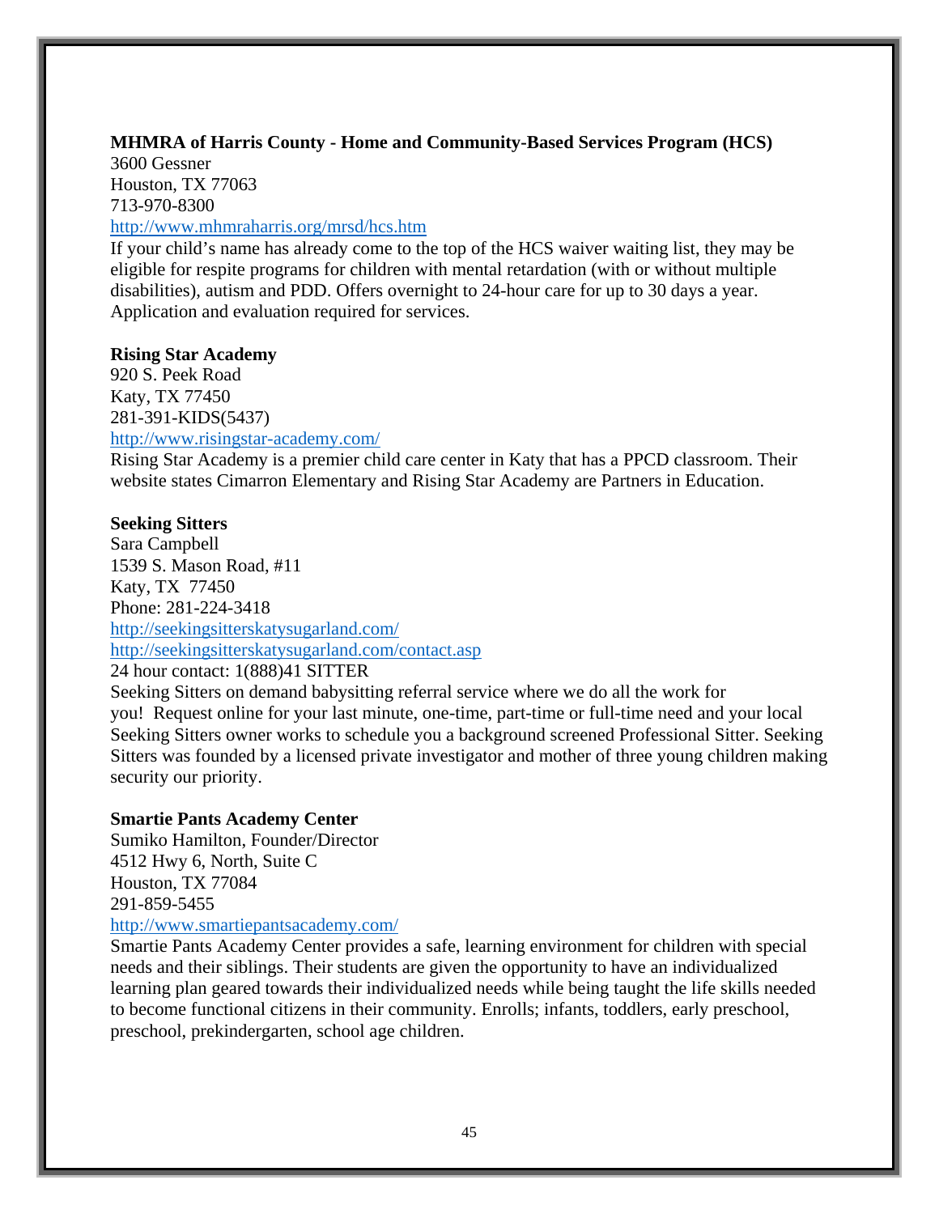**MHMRA of Harris County - Home and Community-Based Services Program (HCS)**
3600 Gessner
Houston, TX 77063
713-970-8300
http://www.mhmraharris.org/mrsd/hcs.htm
If your child's name has already come to the top of the HCS waiver waiting list, they may be eligible for respite programs for children with mental retardation (with or without multiple disabilities), autism and PDD. Offers overnight to 24-hour care for up to 30 days a year. Application and evaluation required for services.

**Rising Star Academy**
920 S. Peek Road
Katy, TX 77450
281-391-KIDS(5437)
http://www.risingstar-academy.com/
Rising Star Academy is a premier child care center in Katy that has a PPCD classroom. Their website states Cimarron Elementary and Rising Star Academy are Partners in Education.

**Seeking Sitters**
Sara Campbell
1539 S. Mason Road, #11
Katy, TX 77450
Phone: 281-224-3418
http://seekingsitterskatysugarland.com/
http://seekingsitterskatysugarland.com/contact.asp
24 hour contact: 1(888)41 SITTER
Seeking Sitters on demand babysitting referral service where we do all the work for you! Request online for your last minute, one-time, part-time or full-time need and your local Seeking Sitters owner works to schedule you a background screened Professional Sitter. Seeking Sitters was founded by a licensed private investigator and mother of three young children making security our priority.

**Smartie Pants Academy Center**
Sumiko Hamilton, Founder/Director
4512 Hwy 6, North, Suite C
Houston, TX 77084
291-859-5455
http://www.smartiepantsacademy.com/
Smartie Pants Academy Center provides a safe, learning environment for children with special needs and their siblings. Their students are given the opportunity to have an individualized learning plan geared towards their individualized needs while being taught the life skills needed to become functional citizens in their community. Enrolls; infants, toddlers, early preschool, preschool, prekindergarten, school age children.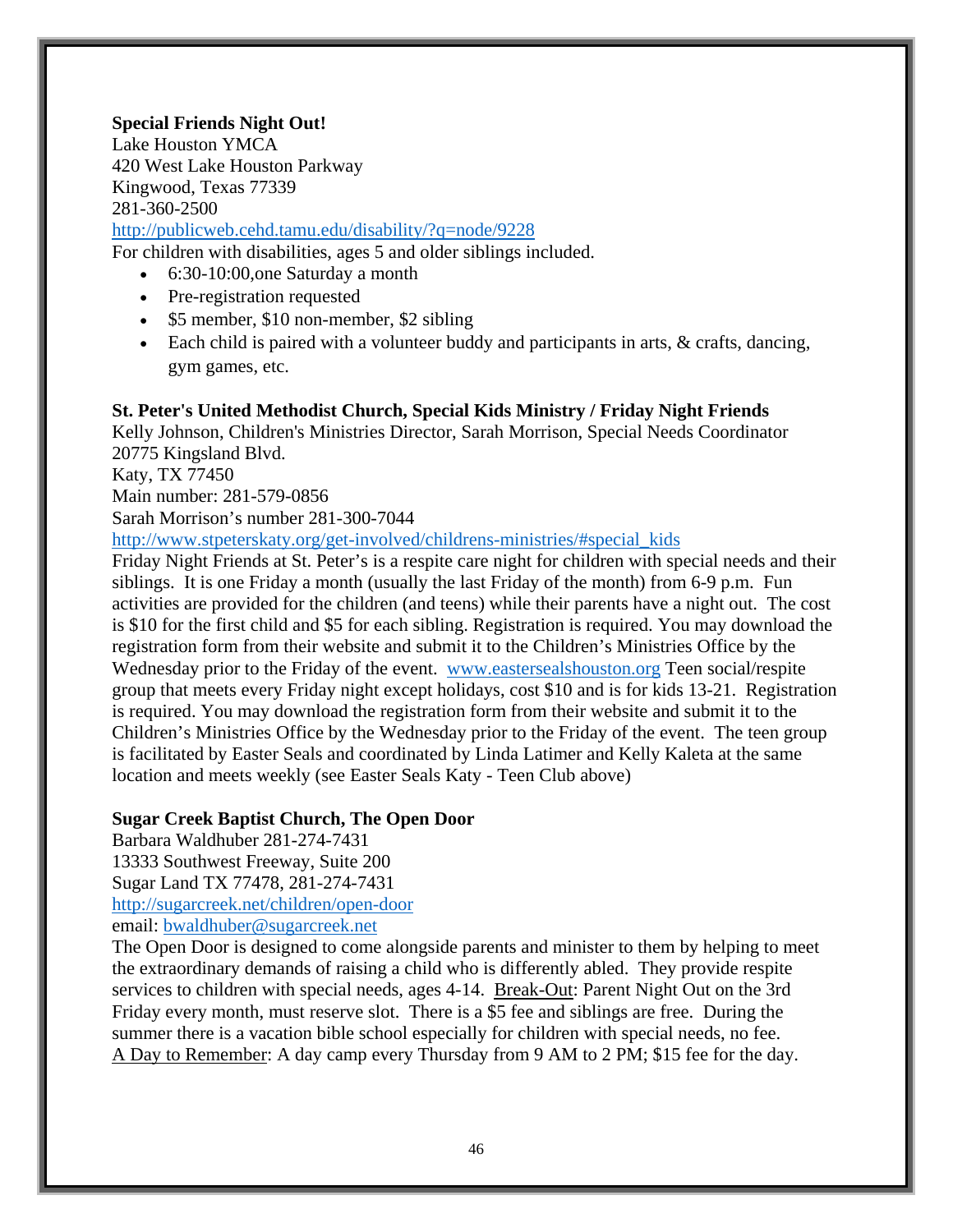**Special Friends Night Out!**
Lake Houston YMCA
420 West Lake Houston Parkway
Kingwood, Texas 77339
281-360-2500
http://publicweb.cehd.tamu.edu/disability/?q=node/9228
For children with disabilities, ages 5 and older siblings included.

- 6:30-10:00,one Saturday a month
- Pre-registration requested
- $5 member, $10 non-member, $2 sibling
- Each child is paired with a volunteer buddy and participants in arts, & crafts, dancing, gym games, etc.

**St. Peter's United Methodist Church, Special Kids Ministry / Friday Night Friends**
Kelly Johnson, Children's Ministries Director, Sarah Morrison, Special Needs Coordinator
20775 Kingsland Blvd.
Katy, TX 77450
Main number: 281-579-0856
Sarah Morrison's number 281-300-7044
http://www.stpeterskaty.org/get-involved/childrens-ministries/#special_kids
Friday Night Friends at St. Peter's is a respite care night for children with special needs and their siblings. It is one Friday a month (usually the last Friday of the month) from 6-9 p.m. Fun activities are provided for the children (and teens) while their parents have a night out. The cost is $10 for the first child and $5 for each sibling. Registration is required. You may download the registration form from their website and submit it to the Children's Ministries Office by the Wednesday prior to the Friday of the event. www.eastersealshouston.org Teen social/respite group that meets every Friday night except holidays, cost $10 and is for kids 13-21. Registration is required. You may download the registration form from their website and submit it to the Children's Ministries Office by the Wednesday prior to the Friday of the event. The teen group is facilitated by Easter Seals and coordinated by Linda Latimer and Kelly Kaleta at the same location and meets weekly (see Easter Seals Katy - Teen Club above)

**Sugar Creek Baptist Church, The Open Door**
Barbara Waldhuber 281-274-7431
13333 Southwest Freeway, Suite 200
Sugar Land TX 77478, 281-274-7431
http://sugarcreek.net/children/open-door
email: bwaldhuber@sugarcreek.net
The Open Door is designed to come alongside parents and minister to them by helping to meet the extraordinary demands of raising a child who is differently abled. They provide respite services to children with special needs, ages 4-14. Break-Out: Parent Night Out on the 3rd Friday every month, must reserve slot. There is a $5 fee and siblings are free. During the summer there is a vacation bible school especially for children with special needs, no fee. A Day to Remember: A day camp every Thursday from 9 AM to 2 PM; $15 fee for the day.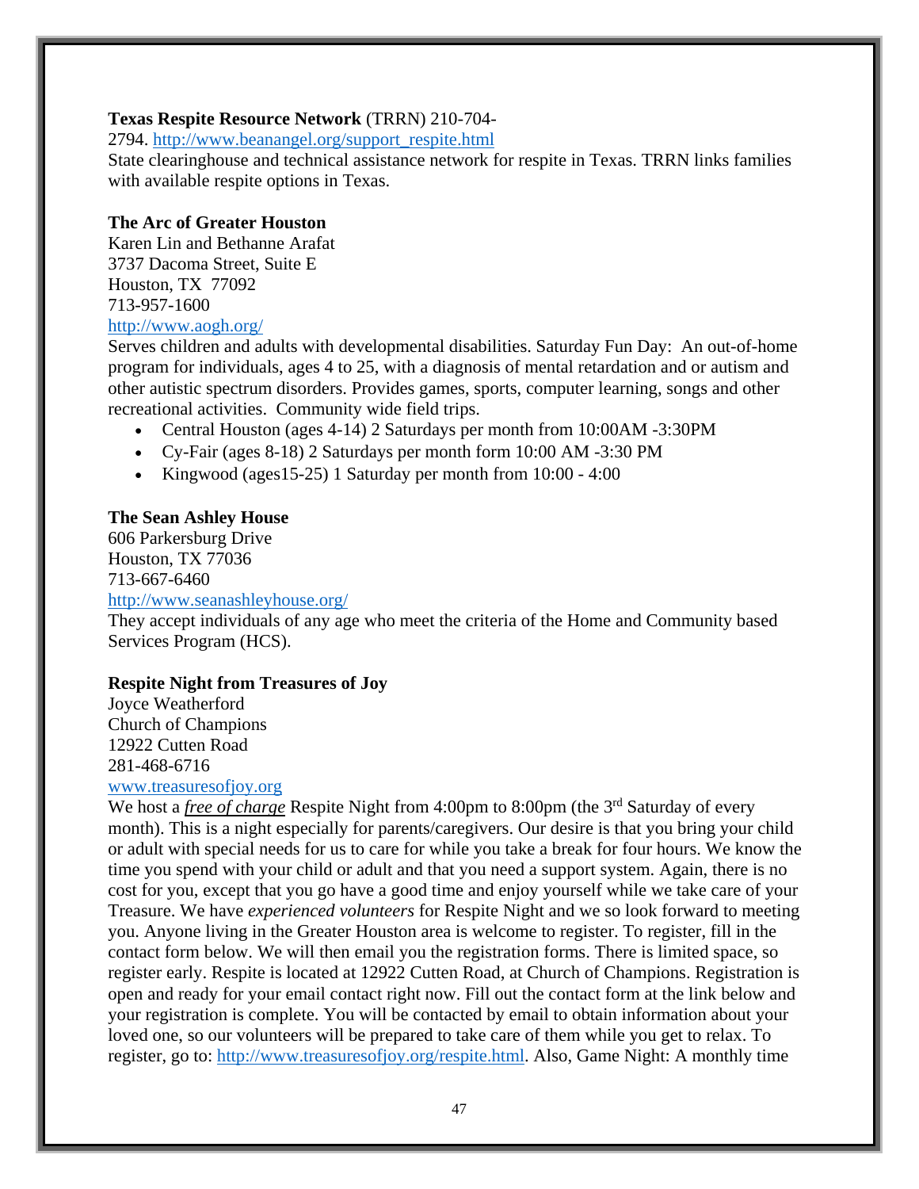**Texas Respite Resource Network** (TRRN) 210-704-2794. http://www.beanangel.org/support_respite.html
State clearinghouse and technical assistance network for respite in Texas. TRRN links families with available respite options in Texas.

**The Arc of Greater Houston**
Karen Lin and Bethanne Arafat
3737 Dacoma Street, Suite E
Houston, TX 77092
713-957-1600
http://www.aogh.org/
Serves children and adults with developmental disabilities. Saturday Fun Day: An out-of-home program for individuals, ages 4 to 25, with a diagnosis of mental retardation and or autism and other autistic spectrum disorders. Provides games, sports, computer learning, songs and other recreational activities. Community wide field trips.

- Central Houston (ages 4-14) 2 Saturdays per month from 10:00AM -3:30PM
- Cy-Fair (ages 8-18) 2 Saturdays per month form 10:00 AM -3:30 PM
- Kingwood (ages15-25) 1 Saturday per month from 10:00 - 4:00

**The Sean Ashley House**
606 Parkersburg Drive
Houston, TX 77036
713-667-6460
http://www.seanashleyhouse.org/
They accept individuals of any age who meet the criteria of the Home and Community based Services Program (HCS).

**Respite Night from Treasures of Joy**
Joyce Weatherford
Church of Champions
12922 Cutten Road
281-468-6716
www.treasuresofjoy.org
We host a ***free of charge*** Respite Night from 4:00pm to 8:00pm (the 3rd Saturday of every month). This is a night especially for parents/caregivers. Our desire is that you bring your child or adult with special needs for us to care for while you take a break for four hours. We know the time you spend with your child or adult and that you need a support system. Again, there is no cost for you, except that you go have a good time and enjoy yourself while we take care of your Treasure. We have *experienced volunteers* for Respite Night and we so look forward to meeting you. Anyone living in the Greater Houston area is welcome to register. To register, fill in the contact form below. We will then email you the registration forms. There is limited space, so register early. Respite is located at 12922 Cutten Road, at Church of Champions. Registration is open and ready for your email contact right now. Fill out the contact form at the link below and your registration is complete. You will be contacted by email to obtain information about your loved one, so our volunteers will be prepared to take care of them while you get to relax. To register, go to: http://www.treasuresofjoy.org/respite.html. Also, Game Night: A monthly time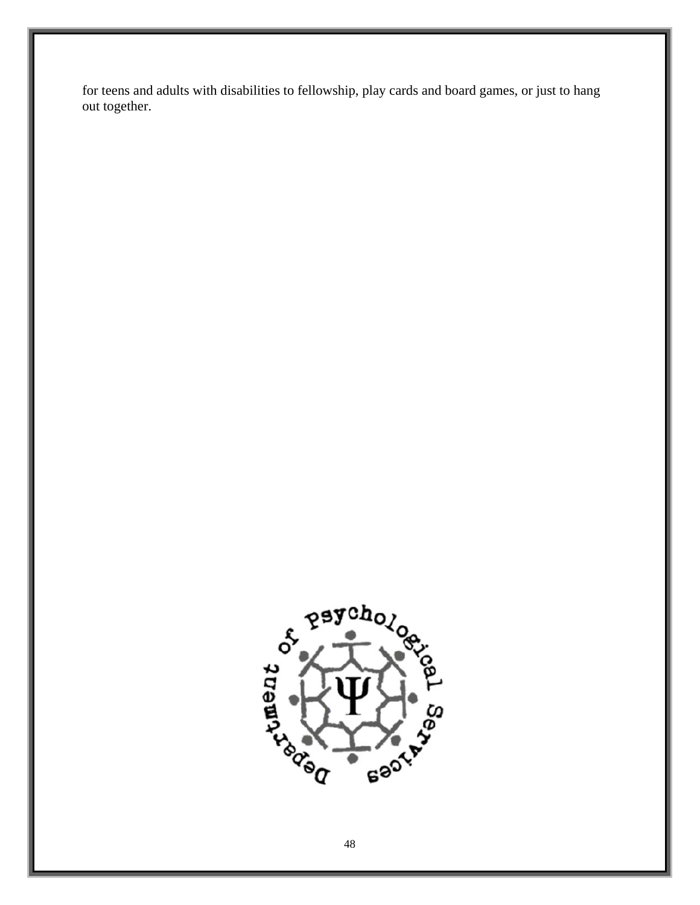for teens and adults with disabilities to fellowship, play cards and board games, or just to hang out together.